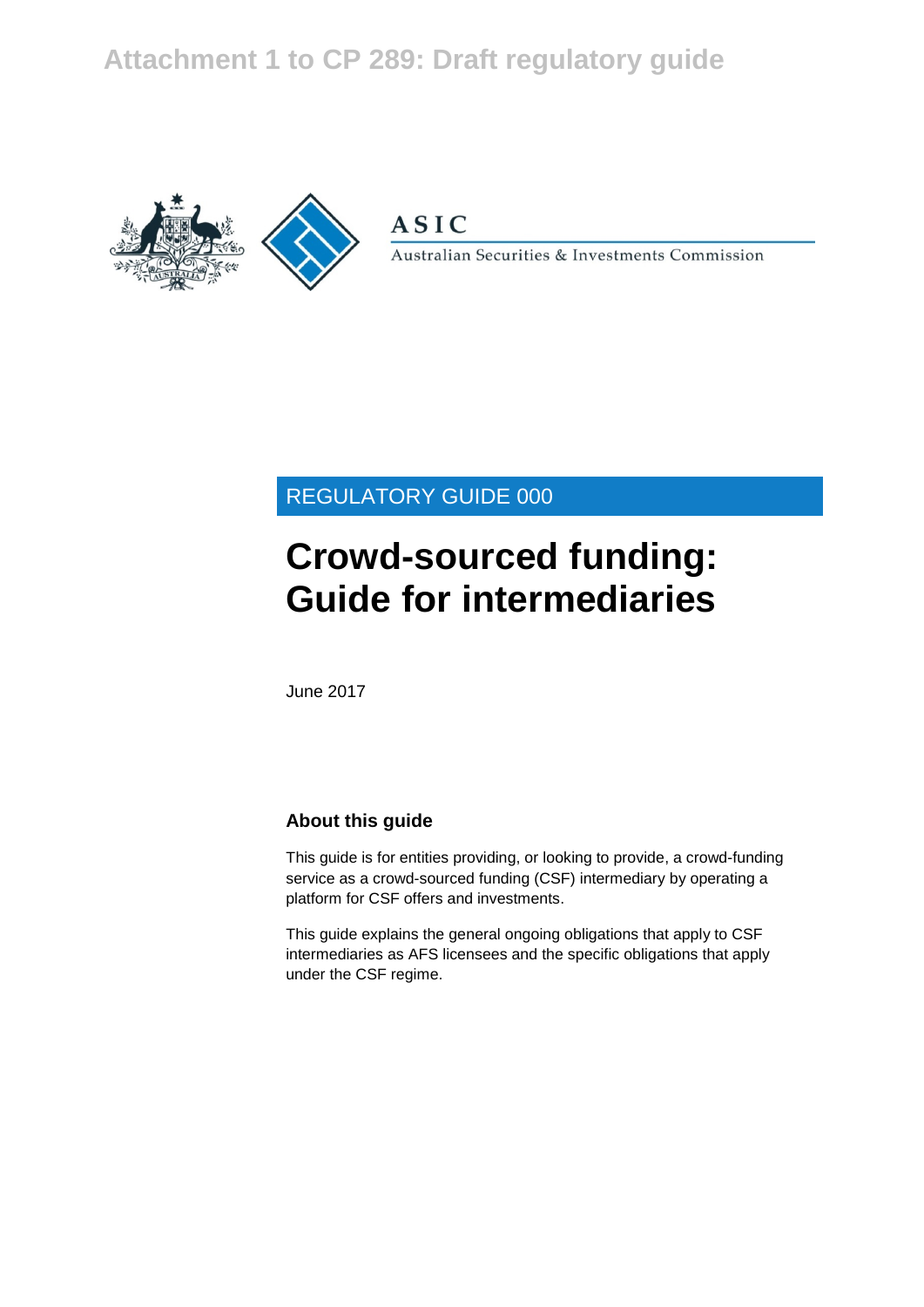Attachment 1 to CP 289: Draft regulatory guide

ASIC

Australian Securities & Investments Commission

REGULATORY GUIDE 000

# Crowd-sourced funding: Guide for intermediaries

June 2017

## About this guide

This guide is for entities providing, or looking to provide, a crowd-funding service as a crowd-sourced funding (CSF) intermediary by operating a platform for CSF offers and investments.

This guide explains the general ongoing obligations that apply to CSF intermediaries as AFS licensees and the specific obligations that apply under the CSF regime.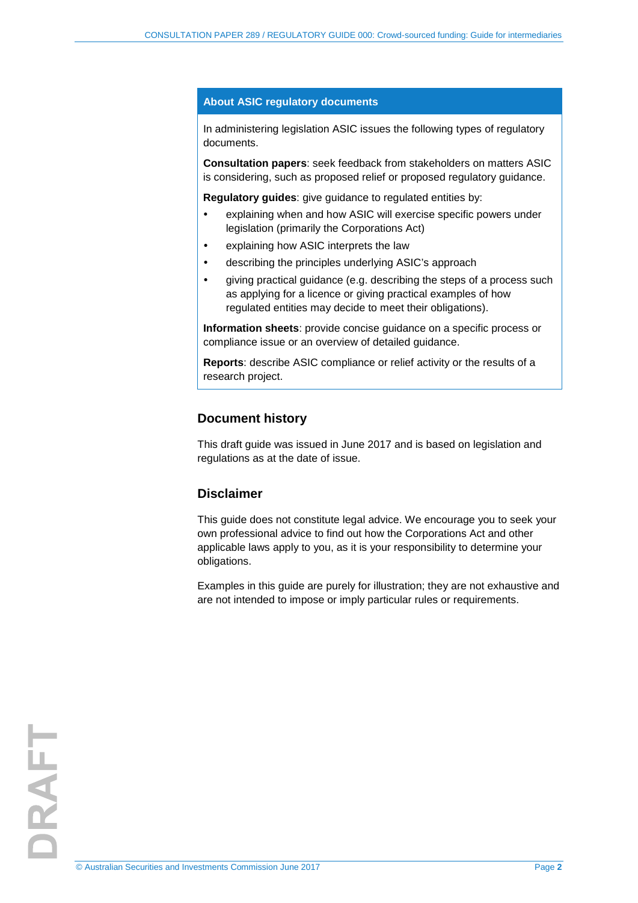## About ASIC regulatory documents

In administering legislation ASIC issues the following types of regulatory documents.

**Consultation papers**: seek feedback from stakeholders on matters ASIC is considering, such as proposed relief or proposed regulatory guidance.

**Regulatory guides**: give guidance to regulated entities by:

- explaining when and how ASIC will exercise specific powers under legislation (primarily the Corporations Act)
- explaining how ASIC interprets the law
- describing the principles underlying ASIC's approach
- giving practical guidance (e.g. describing the steps of a process such as applying for a licence or giving practical examples of how regulated entities may decide to meet their obligations).

**Information sheets**: provide concise guidance on a specific process or compliance issue or an overview of detailed guidance.

**Reports**: describe ASIC compliance or relief activity or the results of a research project.

## Document history

This draft guide was issued in June 2017 and is based on legislation and regulations as at the date of issue.

## Disclaimer

This guide does not constitute legal advice. We encourage you to seek your own professional advice to find out how the Corporations Act and other applicable laws apply to you, as it is your responsibility to determine your obligations.

Examples in this guide are purely for illustration; they are not exhaustive and are not intended to impose or imply particular rules or requirements.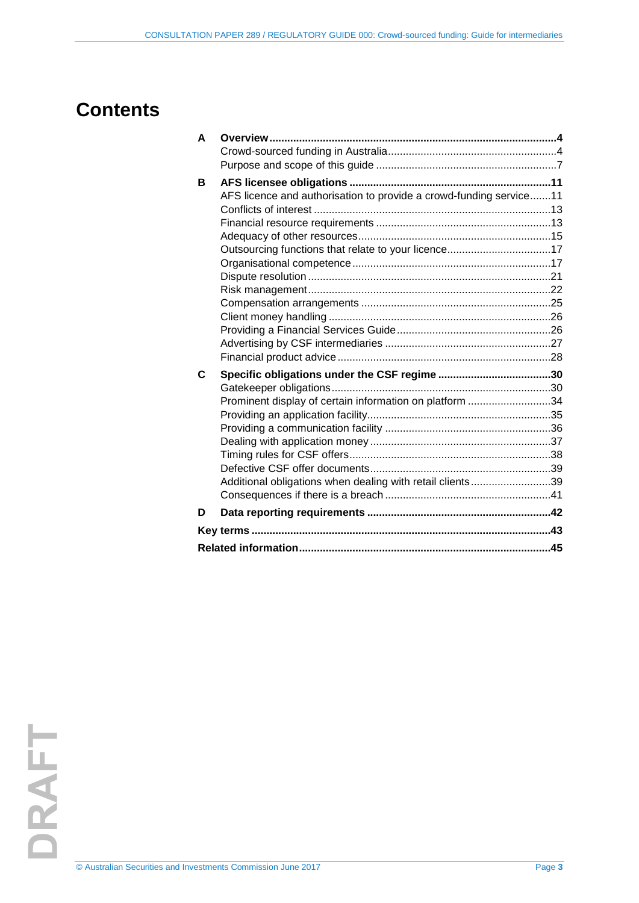# Contents

| | | |
|---|---|---|
| **A** | **Overview** | **4** |
| | Crowd-sourced funding in Australia | 4 |
| | Purpose and scope of this guide | 7 |
| **B** | **AFS licensee obligations** | **11** |
| | AFS licence and authorisation to provide a crowd-funding service | 11 |
| | Conflicts of interest | 13 |
| | Financial resource requirements | 13 |
| | Adequacy of other resources | 15 |
| | Outsourcing functions that relate to your licence | 17 |
| | Organisational competence | 17 |
| | Dispute resolution | 21 |
| | Risk management | 22 |
| | Compensation arrangements | 25 |
| | Client money handling | 26 |
| | Providing a Financial Services Guide | 26 |
| | Advertising by CSF intermediaries | 27 |
| | Financial product advice | 28 |
| **C** | **Specific obligations under the CSF regime** | **30** |
| | Gatekeeper obligations | 30 |
| | Prominent display of certain information on platform | 34 |
| | Providing an application facility | 35 |
| | Providing a communication facility | 36 |
| | Dealing with application money | 37 |
| | Timing rules for CSF offers | 38 |
| | Defective CSF offer documents | 39 |
| | Additional obligations when dealing with retail clients | 39 |
| | Consequences if there is a breach | 41 |
| **D** | **Data reporting requirements** | **42** |
| **Key terms** | | **43** |
| **Related information** | | **45** |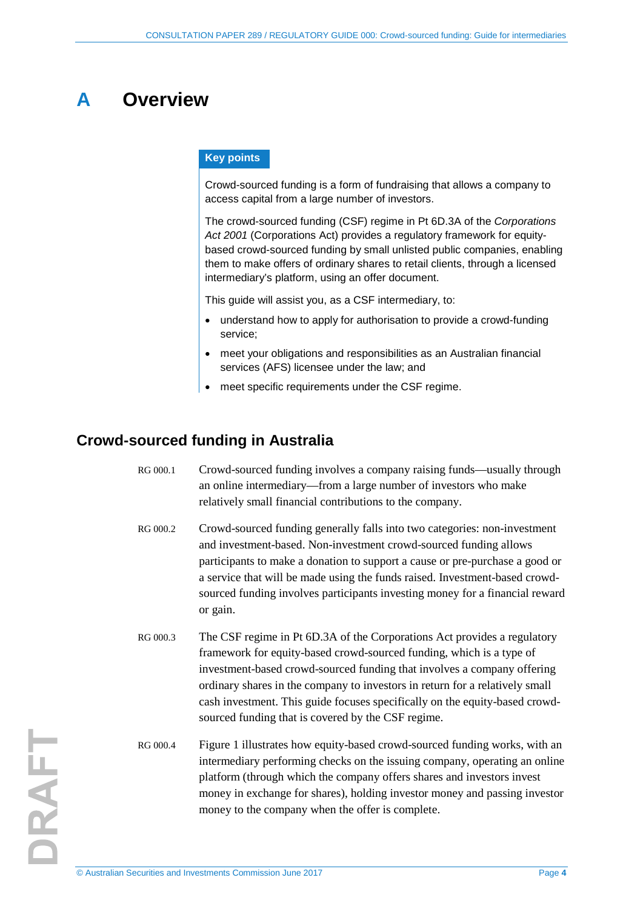# A Overview

**Key points**

Crowd-sourced funding is a form of fundraising that allows a company to access capital from a large number of investors.

The crowd-sourced funding (CSF) regime in Pt 6D.3A of the *Corporations Act 2001* (Corporations Act) provides a regulatory framework for equity-based crowd-sourced funding by small unlisted public companies, enabling them to make offers of ordinary shares to retail clients, through a licensed intermediary's platform, using an offer document.

This guide will assist you, as a CSF intermediary, to:

- understand how to apply for authorisation to provide a crowd-funding service;
- meet your obligations and responsibilities as an Australian financial services (AFS) licensee under the law; and
- meet specific requirements under the CSF regime.

## Crowd-sourced funding in Australia

RG 000.1 Crowd-sourced funding involves a company raising funds—usually through an online intermediary—from a large number of investors who make relatively small financial contributions to the company.

RG 000.2 Crowd-sourced funding generally falls into two categories: non-investment and investment-based. Non-investment crowd-sourced funding allows participants to make a donation to support a cause or pre-purchase a good or a service that will be made using the funds raised. Investment-based crowd-sourced funding involves participants investing money for a financial reward or gain.

RG 000.3 The CSF regime in Pt 6D.3A of the Corporations Act provides a regulatory framework for equity-based crowd-sourced funding, which is a type of investment-based crowd-sourced funding that involves a company offering ordinary shares in the company to investors in return for a relatively small cash investment. This guide focuses specifically on the equity-based crowd-sourced funding that is covered by the CSF regime.

RG 000.4 Figure 1 illustrates how equity-based crowd-sourced funding works, with an intermediary performing checks on the issuing company, operating an online platform (through which the company offers shares and investors invest money in exchange for shares), holding investor money and passing investor money to the company when the offer is complete.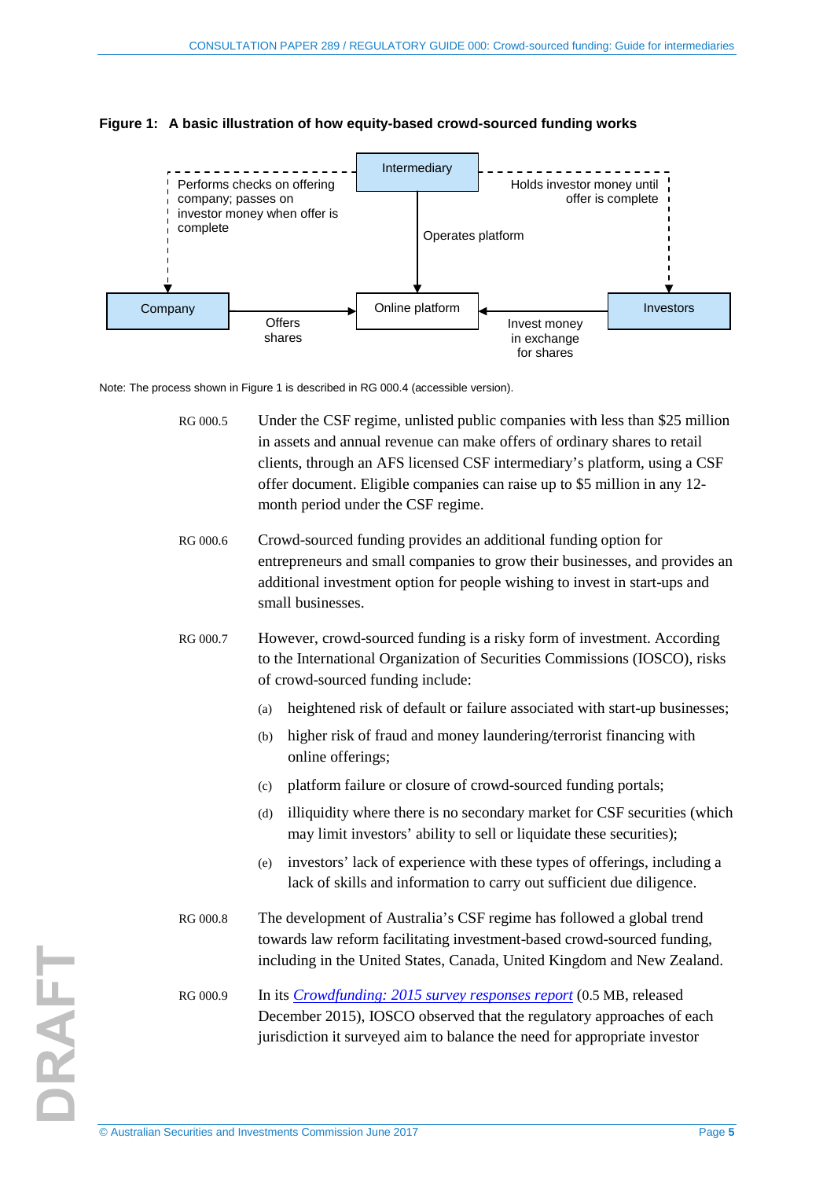**Figure 1: A basic illustration of how equity-based crowd-sourced funding works**

Intermediary

Performs checks on offering company; passes on investor money when offer is complete

Holds investor money until offer is complete

Operates platform

Company

Offers shares

Online platform

Invest money in exchange for shares

Investors

Note: The process shown in Figure 1 is described in RG 000.4 (accessible version).

RG 000.5 Under the CSF regime, unlisted public companies with less than $25 million in assets and annual revenue can make offers of ordinary shares to retail clients, through an AFS licensed CSF intermediary's platform, using a CSF offer document. Eligible companies can raise up to $5 million in any 12-month period under the CSF regime.

RG 000.6 Crowd-sourced funding provides an additional funding option for entrepreneurs and small companies to grow their businesses, and provides an additional investment option for people wishing to invest in start-ups and small businesses.

RG 000.7 However, crowd-sourced funding is a risky form of investment. According to the International Organization of Securities Commissions (IOSCO), risks of crowd-sourced funding include:

(a) heightened risk of default or failure associated with start-up businesses;

(b) higher risk of fraud and money laundering/terrorist financing with online offerings;

(c) platform failure or closure of crowd-sourced funding portals;

(d) illiquidity where there is no secondary market for CSF securities (which may limit investors' ability to sell or liquidate these securities);

(e) investors' lack of experience with these types of offerings, including a lack of skills and information to carry out sufficient due diligence.

RG 000.8 The development of Australia's CSF regime has followed a global trend towards law reform facilitating investment-based crowd-sourced funding, including in the United States, Canada, United Kingdom and New Zealand.

RG 000.9 In its *Crowdfunding: 2015 survey responses report* (0.5 MB, released December 2015), IOSCO observed that the regulatory approaches of each jurisdiction it surveyed aim to balance the need for appropriate investor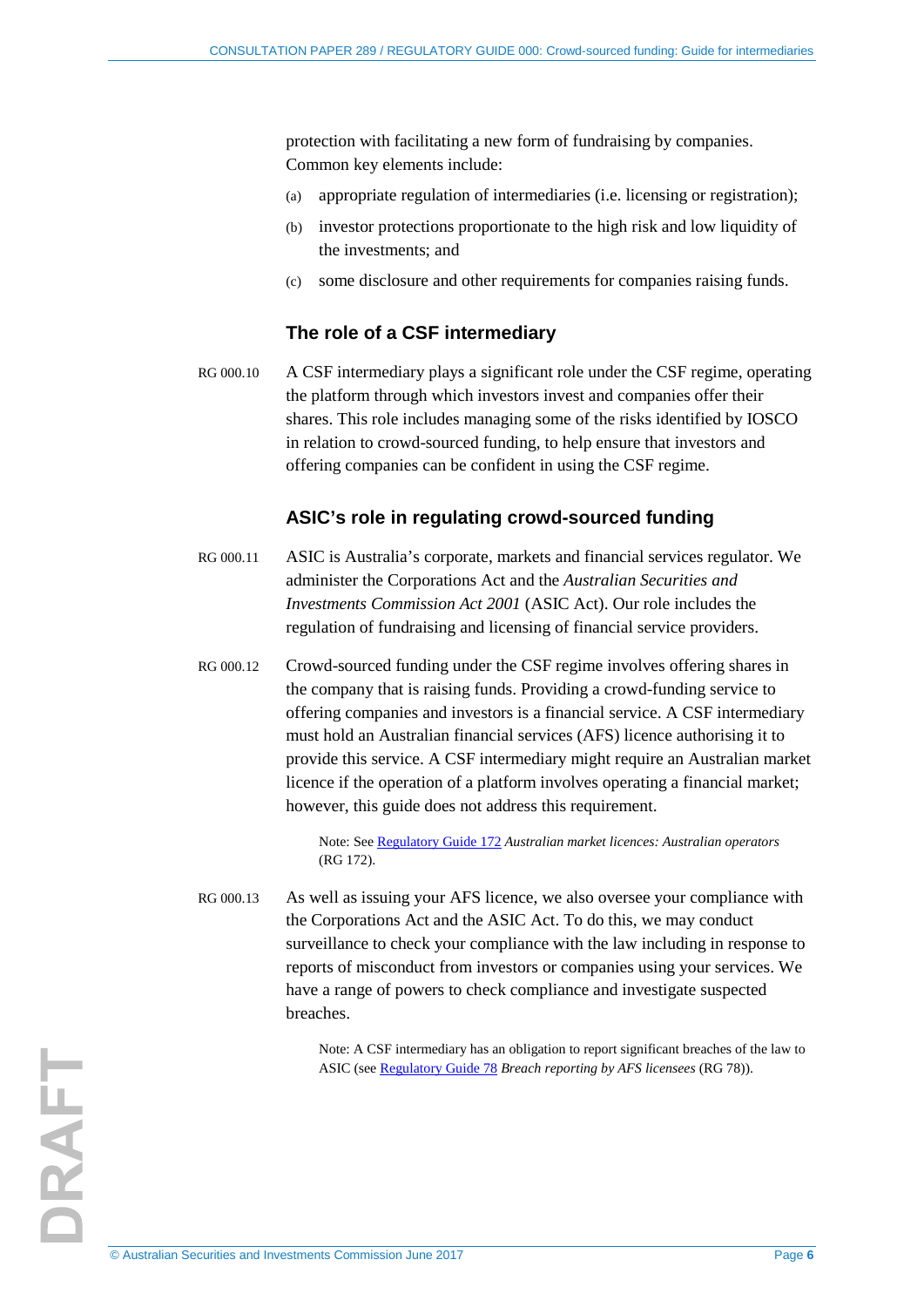protection with facilitating a new form of fundraising by companies. Common key elements include:

(a) appropriate regulation of intermediaries (i.e. licensing or registration);

(b) investor protections proportionate to the high risk and low liquidity of the investments; and

(c) some disclosure and other requirements for companies raising funds.

### The role of a CSF intermediary

RG 000.10 A CSF intermediary plays a significant role under the CSF regime, operating the platform through which investors invest and companies offer their shares. This role includes managing some of the risks identified by IOSCO in relation to crowd-sourced funding, to help ensure that investors and offering companies can be confident in using the CSF regime.

### ASIC's role in regulating crowd-sourced funding

RG 000.11 ASIC is Australia's corporate, markets and financial services regulator. We administer the Corporations Act and the *Australian Securities and Investments Commission Act 2001* (ASIC Act). Our role includes the regulation of fundraising and licensing of financial service providers.

RG 000.12 Crowd-sourced funding under the CSF regime involves offering shares in the company that is raising funds. Providing a crowd-funding service to offering companies and investors is a financial service. A CSF intermediary must hold an Australian financial services (AFS) licence authorising it to provide this service. A CSF intermediary might require an Australian market licence if the operation of a platform involves operating a financial market; however, this guide does not address this requirement.

> Note: See Regulatory Guide 172 *Australian market licences: Australian operators* (RG 172).

RG 000.13 As well as issuing your AFS licence, we also oversee your compliance with the Corporations Act and the ASIC Act. To do this, we may conduct surveillance to check your compliance with the law including in response to reports of misconduct from investors or companies using your services. We have a range of powers to check compliance and investigate suspected breaches.

> Note: A CSF intermediary has an obligation to report significant breaches of the law to ASIC (see Regulatory Guide 78 *Breach reporting by AFS licensees* (RG 78)).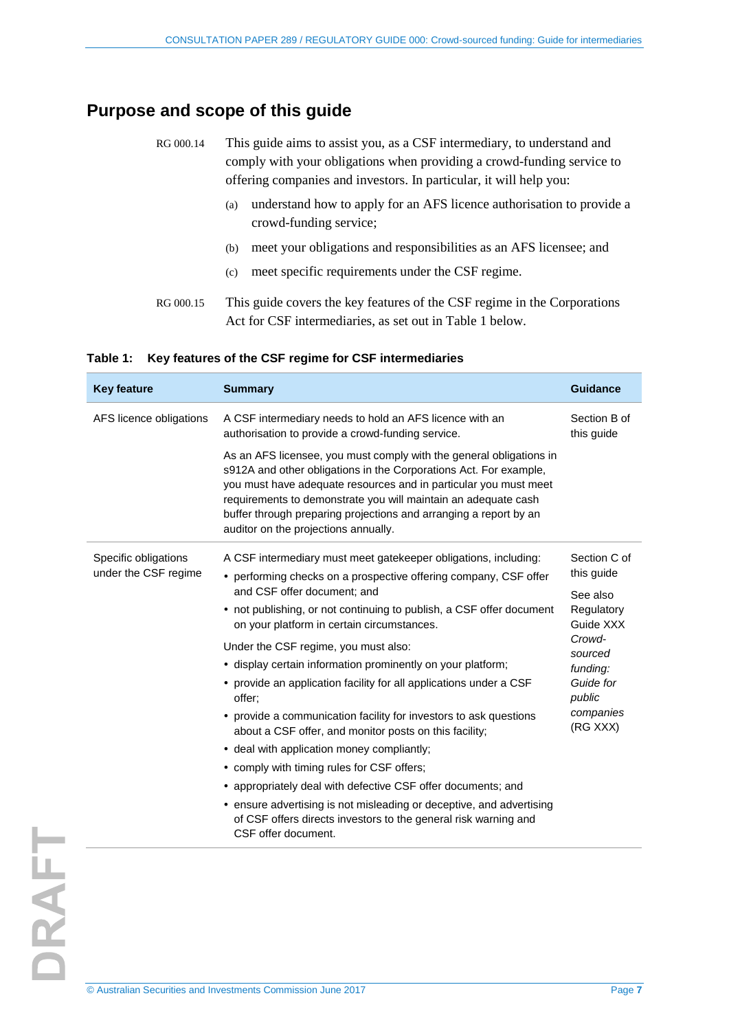## Purpose and scope of this guide

RG 000.14 This guide aims to assist you, as a CSF intermediary, to understand and comply with your obligations when providing a crowd-funding service to offering companies and investors. In particular, it will help you:

(a) understand how to apply for an AFS licence authorisation to provide a crowd-funding service;

(b) meet your obligations and responsibilities as an AFS licensee; and

(c) meet specific requirements under the CSF regime.

RG 000.15 This guide covers the key features of the CSF regime in the Corporations Act for CSF intermediaries, as set out in Table 1 below.

**Table 1: Key features of the CSF regime for CSF intermediaries**

| Key feature | Summary | Guidance |
|---|---|---|
| AFS licence obligations | A CSF intermediary needs to hold an AFS licence with an authorisation to provide a crowd-funding service.<br><br>As an AFS licensee, you must comply with the general obligations in s912A and other obligations in the Corporations Act. For example, you must have adequate resources and in particular you must meet requirements to demonstrate you will maintain an adequate cash buffer through preparing projections and arranging a report by an auditor on the projections annually. | Section B of this guide |
| Specific obligations under the CSF regime | A CSF intermediary must meet gatekeeper obligations, including:<br>• performing checks on a prospective offering company, CSF offer and CSF offer document; and<br>• not publishing, or not continuing to publish, a CSF offer document on your platform in certain circumstances.<br><br>Under the CSF regime, you must also:<br>• display certain information prominently on your platform;<br>• provide an application facility for all applications under a CSF offer;<br>• provide a communication facility for investors to ask questions about a CSF offer, and monitor posts on this facility;<br>• deal with application money compliantly;<br>• comply with timing rules for CSF offers;<br>• appropriately deal with defective CSF offer documents; and<br>• ensure advertising is not misleading or deceptive, and advertising of CSF offers directs investors to the general risk warning and CSF offer document. | Section C of this guide<br><br>See also Regulatory Guide XXX *Crowd-sourced funding: Guide for public companies* (RG XXX) |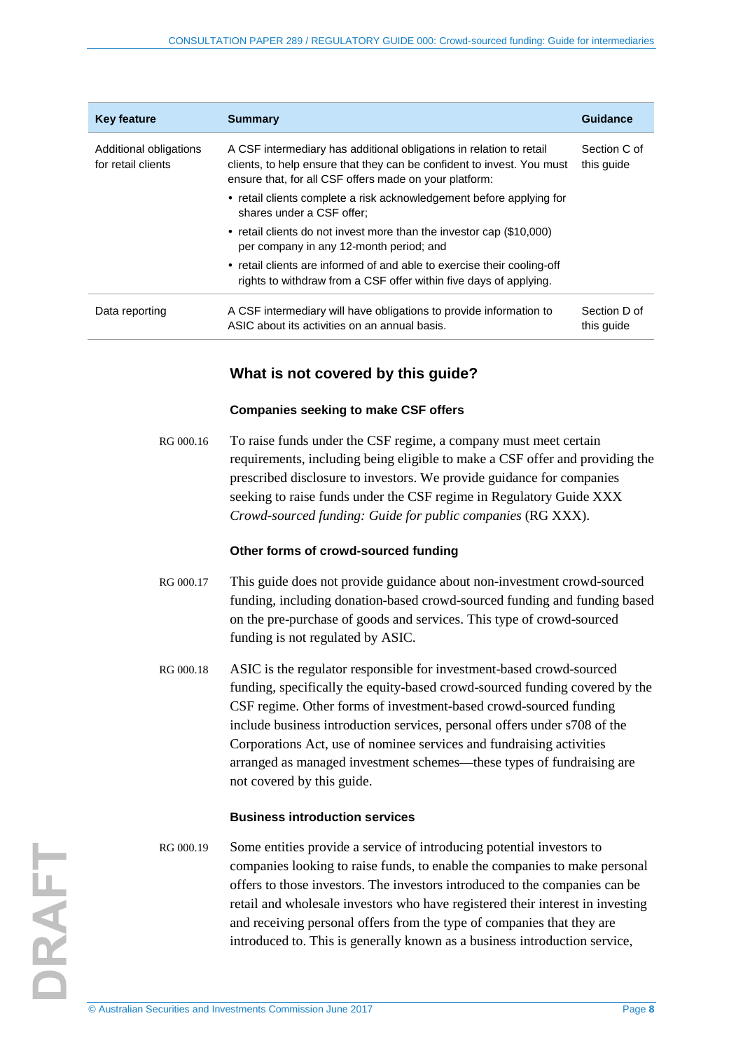| Key feature | Summary | Guidance |
|---|---|---|
| Additional obligations for retail clients | A CSF intermediary has additional obligations in relation to retail clients, to help ensure that they can be confident to invest. You must ensure that, for all CSF offers made on your platform: • retail clients complete a risk acknowledgement before applying for shares under a CSF offer; • retail clients do not invest more than the investor cap ($10,000) per company in any 12-month period; and • retail clients are informed of and able to exercise their cooling-off rights to withdraw from a CSF offer within five days of applying. | Section C of this guide |
| Data reporting | A CSF intermediary will have obligations to provide information to ASIC about its activities on an annual basis. | Section D of this guide |

## What is not covered by this guide?

### Companies seeking to make CSF offers

RG 000.16 To raise funds under the CSF regime, a company must meet certain requirements, including being eligible to make a CSF offer and providing the prescribed disclosure to investors. We provide guidance for companies seeking to raise funds under the CSF regime in Regulatory Guide XXX *Crowd-sourced funding: Guide for public companies* (RG XXX).

### Other forms of crowd-sourced funding

RG 000.17 This guide does not provide guidance about non-investment crowd-sourced funding, including donation-based crowd-sourced funding and funding based on the pre-purchase of goods and services. This type of crowd-sourced funding is not regulated by ASIC.

RG 000.18 ASIC is the regulator responsible for investment-based crowd-sourced funding, specifically the equity-based crowd-sourced funding covered by the CSF regime. Other forms of investment-based crowd-sourced funding include business introduction services, personal offers under s708 of the Corporations Act, use of nominee services and fundraising activities arranged as managed investment schemes—these types of fundraising are not covered by this guide.

### Business introduction services

RG 000.19 Some entities provide a service of introducing potential investors to companies looking to raise funds, to enable the companies to make personal offers to those investors. The investors introduced to the companies can be retail and wholesale investors who have registered their interest in investing and receiving personal offers from the type of companies that they are introduced to. This is generally known as a business introduction service,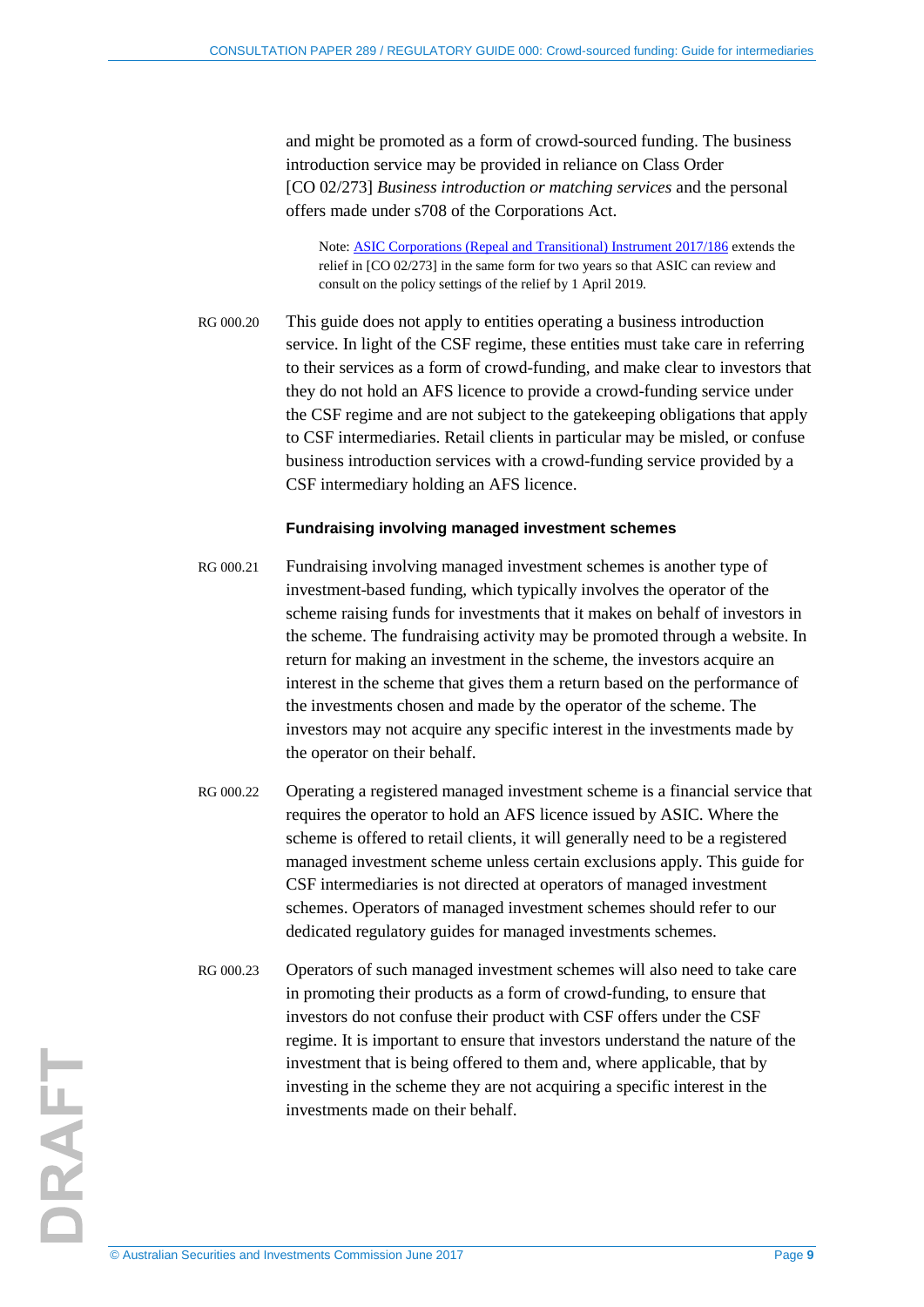and might be promoted as a form of crowd-sourced funding. The business introduction service may be provided in reliance on Class Order [CO 02/273] *Business introduction or matching services* and the personal offers made under s708 of the Corporations Act.

> Note: [ASIC Corporations (Repeal and Transitional) Instrument 2017/186](#) extends the relief in [CO 02/273] in the same form for two years so that ASIC can review and consult on the policy settings of the relief by 1 April 2019.

RG 000.20 This guide does not apply to entities operating a business introduction service. In light of the CSF regime, these entities must take care in referring to their services as a form of crowd-funding, and make clear to investors that they do not hold an AFS licence to provide a crowd-funding service under the CSF regime and are not subject to the gatekeeping obligations that apply to CSF intermediaries. Retail clients in particular may be misled, or confuse business introduction services with a crowd-funding service provided by a CSF intermediary holding an AFS licence.

### Fundraising involving managed investment schemes

RG 000.21 Fundraising involving managed investment schemes is another type of investment-based funding, which typically involves the operator of the scheme raising funds for investments that it makes on behalf of investors in the scheme. The fundraising activity may be promoted through a website. In return for making an investment in the scheme, the investors acquire an interest in the scheme that gives them a return based on the performance of the investments chosen and made by the operator of the scheme. The investors may not acquire any specific interest in the investments made by the operator on their behalf.

RG 000.22 Operating a registered managed investment scheme is a financial service that requires the operator to hold an AFS licence issued by ASIC. Where the scheme is offered to retail clients, it will generally need to be a registered managed investment scheme unless certain exclusions apply. This guide for CSF intermediaries is not directed at operators of managed investment schemes. Operators of managed investment schemes should refer to our dedicated regulatory guides for managed investments schemes.

RG 000.23 Operators of such managed investment schemes will also need to take care in promoting their products as a form of crowd-funding, to ensure that investors do not confuse their product with CSF offers under the CSF regime. It is important to ensure that investors understand the nature of the investment that is being offered to them and, where applicable, that by investing in the scheme they are not acquiring a specific interest in the investments made on their behalf.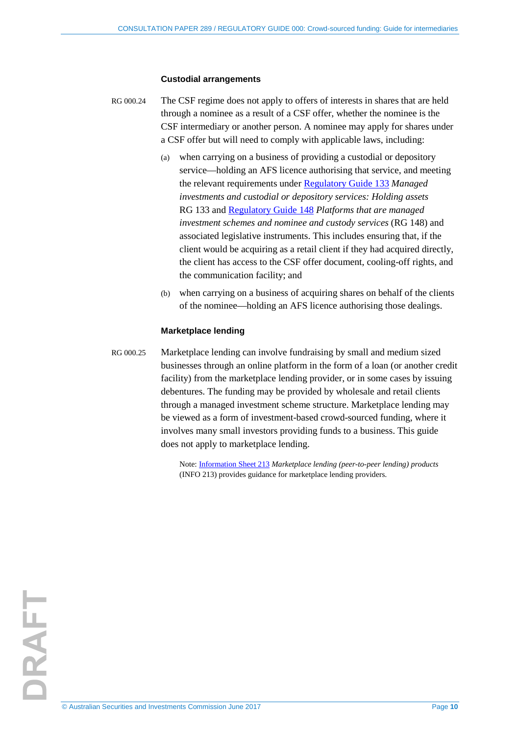### Custodial arrangements

RG 000.24 The CSF regime does not apply to offers of interests in shares that are held through a nominee as a result of a CSF offer, whether the nominee is the CSF intermediary or another person. A nominee may apply for shares under a CSF offer but will need to comply with applicable laws, including:

(a) when carrying on a business of providing a custodial or depository service—holding an AFS licence authorising that service, and meeting the relevant requirements under Regulatory Guide 133 *Managed investments and custodial or depository services: Holding assets* RG 133 and Regulatory Guide 148 *Platforms that are managed investment schemes and nominee and custody services* (RG 148) and associated legislative instruments. This includes ensuring that, if the client would be acquiring as a retail client if they had acquired directly, the client has access to the CSF offer document, cooling-off rights, and the communication facility; and

(b) when carrying on a business of acquiring shares on behalf of the clients of the nominee—holding an AFS licence authorising those dealings.

### Marketplace lending

RG 000.25 Marketplace lending can involve fundraising by small and medium sized businesses through an online platform in the form of a loan (or another credit facility) from the marketplace lending provider, or in some cases by issuing debentures. The funding may be provided by wholesale and retail clients through a managed investment scheme structure. Marketplace lending may be viewed as a form of investment-based crowd-sourced funding, where it involves many small investors providing funds to a business. This guide does not apply to marketplace lending.

Note: Information Sheet 213 *Marketplace lending (peer-to-peer lending) products* (INFO 213) provides guidance for marketplace lending providers.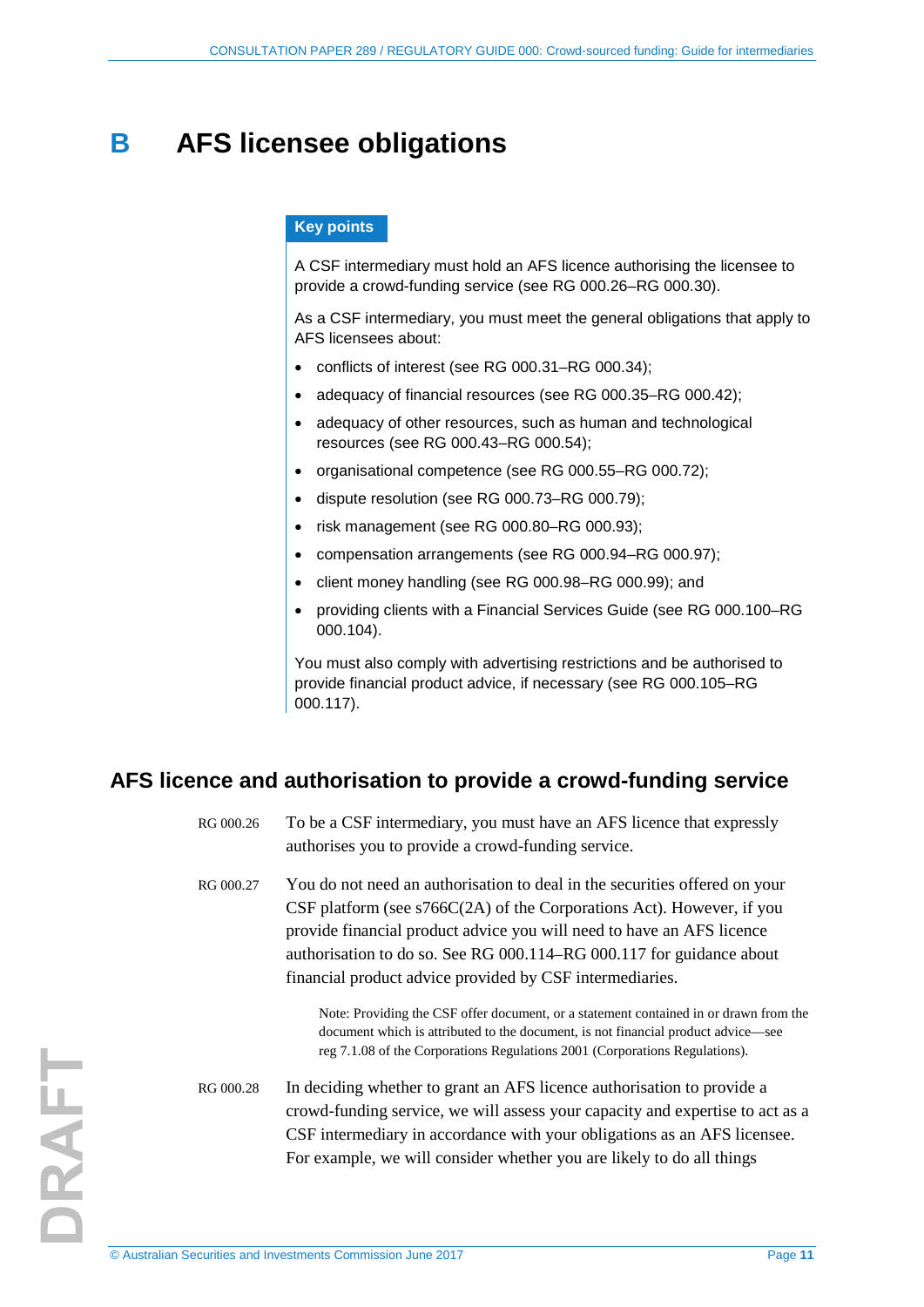# B AFS licensee obligations

**Key points**

A CSF intermediary must hold an AFS licence authorising the licensee to provide a crowd-funding service (see RG 000.26–RG 000.30).

As a CSF intermediary, you must meet the general obligations that apply to AFS licensees about:

- conflicts of interest (see RG 000.31–RG 000.34);
- adequacy of financial resources (see RG 000.35–RG 000.42);
- adequacy of other resources, such as human and technological resources (see RG 000.43–RG 000.54);
- organisational competence (see RG 000.55–RG 000.72);
- dispute resolution (see RG 000.73–RG 000.79);
- risk management (see RG 000.80–RG 000.93);
- compensation arrangements (see RG 000.94–RG 000.97);
- client money handling (see RG 000.98–RG 000.99); and
- providing clients with a Financial Services Guide (see RG 000.100–RG 000.104).

You must also comply with advertising restrictions and be authorised to provide financial product advice, if necessary (see RG 000.105–RG 000.117).

## AFS licence and authorisation to provide a crowd-funding service

RG 000.26 To be a CSF intermediary, you must have an AFS licence that expressly authorises you to provide a crowd-funding service.

RG 000.27 You do not need an authorisation to deal in the securities offered on your CSF platform (see s766C(2A) of the Corporations Act). However, if you provide financial product advice you will need to have an AFS licence authorisation to do so. See RG 000.114–RG 000.117 for guidance about financial product advice provided by CSF intermediaries.

> Note: Providing the CSF offer document, or a statement contained in or drawn from the document which is attributed to the document, is not financial product advice—see reg 7.1.08 of the Corporations Regulations 2001 (Corporations Regulations).

RG 000.28 In deciding whether to grant an AFS licence authorisation to provide a crowd-funding service, we will assess your capacity and expertise to act as a CSF intermediary in accordance with your obligations as an AFS licensee. For example, we will consider whether you are likely to do all things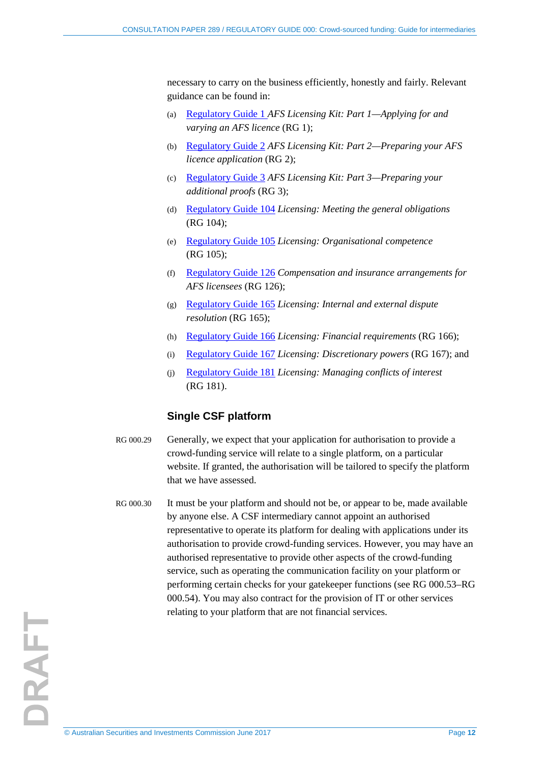necessary to carry on the business efficiently, honestly and fairly. Relevant guidance can be found in:

(a) Regulatory Guide 1 *AFS Licensing Kit: Part 1—Applying for and varying an AFS licence* (RG 1);

(b) Regulatory Guide 2 *AFS Licensing Kit: Part 2—Preparing your AFS licence application* (RG 2);

(c) Regulatory Guide 3 *AFS Licensing Kit: Part 3—Preparing your additional proofs* (RG 3);

(d) Regulatory Guide 104 *Licensing: Meeting the general obligations* (RG 104);

(e) Regulatory Guide 105 *Licensing: Organisational competence* (RG 105);

(f) Regulatory Guide 126 *Compensation and insurance arrangements for AFS licensees* (RG 126);

(g) Regulatory Guide 165 *Licensing: Internal and external dispute resolution* (RG 165);

(h) Regulatory Guide 166 *Licensing: Financial requirements* (RG 166);

(i) Regulatory Guide 167 *Licensing: Discretionary powers* (RG 167); and

(j) Regulatory Guide 181 *Licensing: Managing conflicts of interest* (RG 181).

### Single CSF platform

RG 000.29 Generally, we expect that your application for authorisation to provide a crowd-funding service will relate to a single platform, on a particular website. If granted, the authorisation will be tailored to specify the platform that we have assessed.

RG 000.30 It must be your platform and should not be, or appear to be, made available by anyone else. A CSF intermediary cannot appoint an authorised representative to operate its platform for dealing with applications under its authorisation to provide crowd-funding services. However, you may have an authorised representative to provide other aspects of the crowd-funding service, such as operating the communication facility on your platform or performing certain checks for your gatekeeper functions (see RG 000.53–RG 000.54). You may also contract for the provision of IT or other services relating to your platform that are not financial services.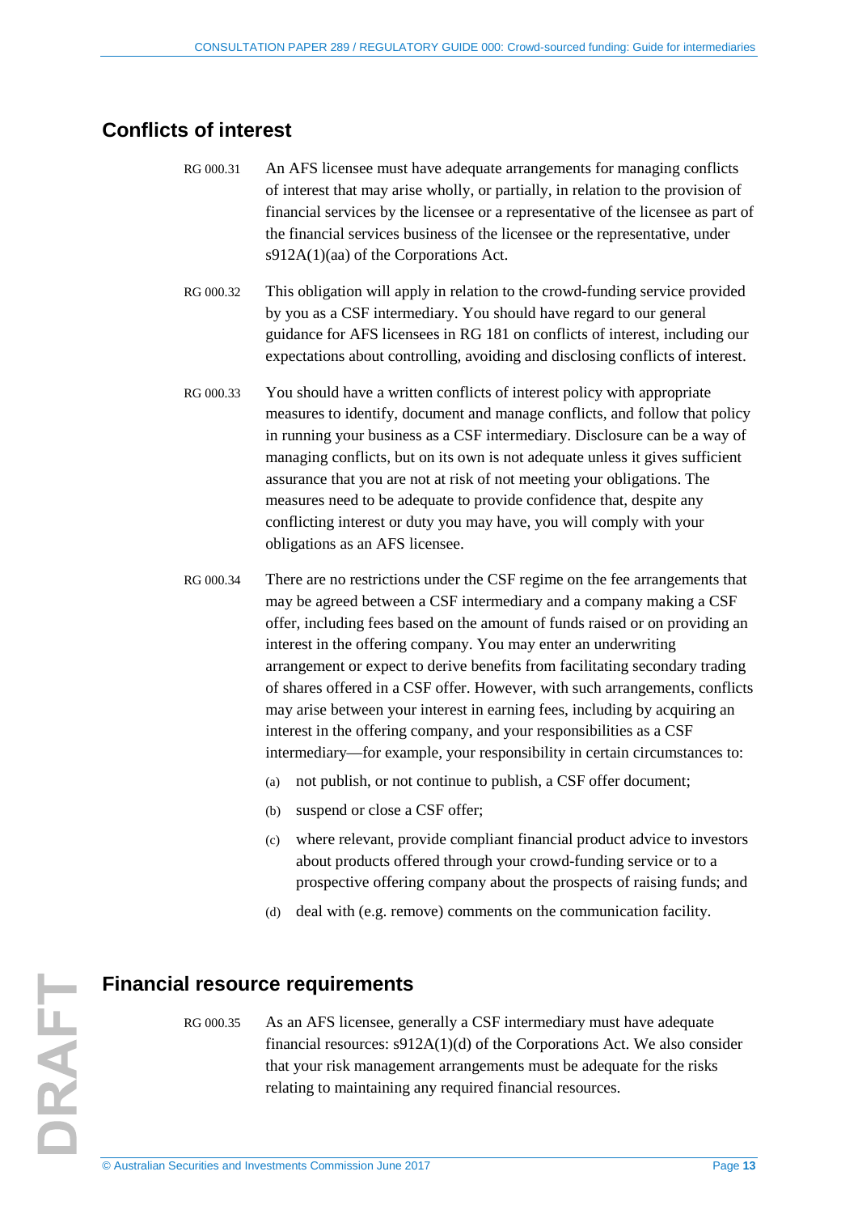## Conflicts of interest

RG 000.31 An AFS licensee must have adequate arrangements for managing conflicts of interest that may arise wholly, or partially, in relation to the provision of financial services by the licensee or a representative of the licensee as part of the financial services business of the licensee or the representative, under s912A(1)(aa) of the Corporations Act.

RG 000.32 This obligation will apply in relation to the crowd-funding service provided by you as a CSF intermediary. You should have regard to our general guidance for AFS licensees in RG 181 on conflicts of interest, including our expectations about controlling, avoiding and disclosing conflicts of interest.

RG 000.33 You should have a written conflicts of interest policy with appropriate measures to identify, document and manage conflicts, and follow that policy in running your business as a CSF intermediary. Disclosure can be a way of managing conflicts, but on its own is not adequate unless it gives sufficient assurance that you are not at risk of not meeting your obligations. The measures need to be adequate to provide confidence that, despite any conflicting interest or duty you may have, you will comply with your obligations as an AFS licensee.

RG 000.34 There are no restrictions under the CSF regime on the fee arrangements that may be agreed between a CSF intermediary and a company making a CSF offer, including fees based on the amount of funds raised or on providing an interest in the offering company. You may enter an underwriting arrangement or expect to derive benefits from facilitating secondary trading of shares offered in a CSF offer. However, with such arrangements, conflicts may arise between your interest in earning fees, including by acquiring an interest in the offering company, and your responsibilities as a CSF intermediary—for example, your responsibility in certain circumstances to:

(a) not publish, or not continue to publish, a CSF offer document;

(b) suspend or close a CSF offer;

(c) where relevant, provide compliant financial product advice to investors about products offered through your crowd-funding service or to a prospective offering company about the prospects of raising funds; and

(d) deal with (e.g. remove) comments on the communication facility.

## Financial resource requirements

RG 000.35 As an AFS licensee, generally a CSF intermediary must have adequate financial resources: s912A(1)(d) of the Corporations Act. We also consider that your risk management arrangements must be adequate for the risks relating to maintaining any required financial resources.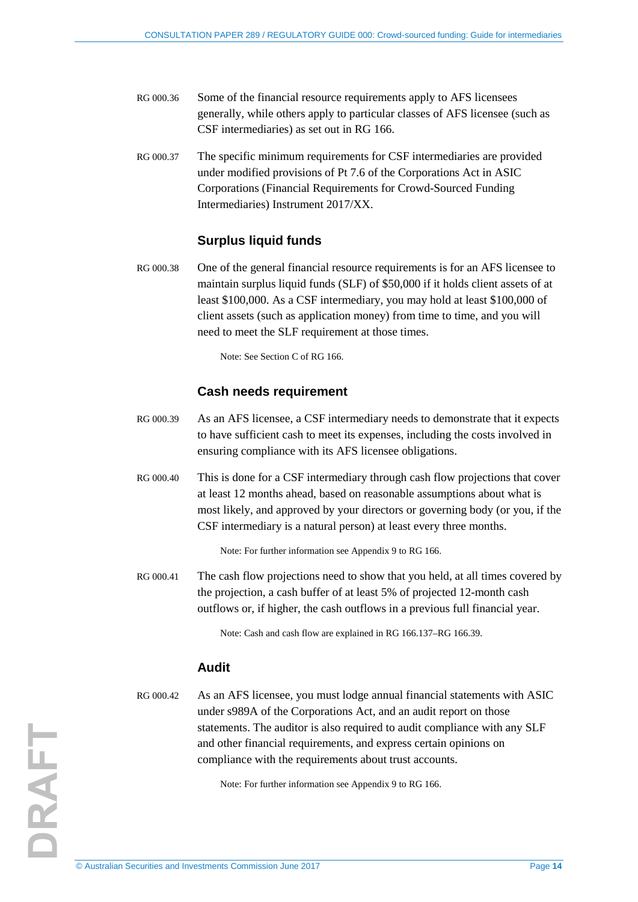RG 000.36 Some of the financial resource requirements apply to AFS licensees generally, while others apply to particular classes of AFS licensee (such as CSF intermediaries) as set out in RG 166.

RG 000.37 The specific minimum requirements for CSF intermediaries are provided under modified provisions of Pt 7.6 of the Corporations Act in ASIC Corporations (Financial Requirements for Crowd-Sourced Funding Intermediaries) Instrument 2017/XX.

### Surplus liquid funds

RG 000.38 One of the general financial resource requirements is for an AFS licensee to maintain surplus liquid funds (SLF) of $50,000 if it holds client assets of at least $100,000. As a CSF intermediary, you may hold at least $100,000 of client assets (such as application money) from time to time, and you will need to meet the SLF requirement at those times.

> Note: See Section C of RG 166.

### Cash needs requirement

RG 000.39 As an AFS licensee, a CSF intermediary needs to demonstrate that it expects to have sufficient cash to meet its expenses, including the costs involved in ensuring compliance with its AFS licensee obligations.

RG 000.40 This is done for a CSF intermediary through cash flow projections that cover at least 12 months ahead, based on reasonable assumptions about what is most likely, and approved by your directors or governing body (or you, if the CSF intermediary is a natural person) at least every three months.

> Note: For further information see Appendix 9 to RG 166.

RG 000.41 The cash flow projections need to show that you held, at all times covered by the projection, a cash buffer of at least 5% of projected 12-month cash outflows or, if higher, the cash outflows in a previous full financial year.

> Note: Cash and cash flow are explained in RG 166.137–RG 166.39.

### Audit

RG 000.42 As an AFS licensee, you must lodge annual financial statements with ASIC under s989A of the Corporations Act, and an audit report on those statements. The auditor is also required to audit compliance with any SLF and other financial requirements, and express certain opinions on compliance with the requirements about trust accounts.

> Note: For further information see Appendix 9 to RG 166.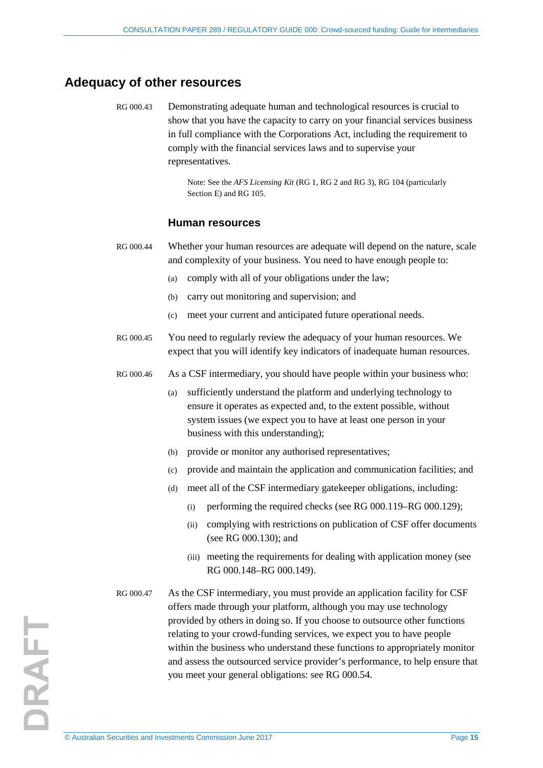## Adequacy of other resources

RG 000.43 Demonstrating adequate human and technological resources is crucial to show that you have the capacity to carry on your financial services business in full compliance with the Corporations Act, including the requirement to comply with the financial services laws and to supervise your representatives.

> Note: See the *AFS Licensing Kit* (RG 1, RG 2 and RG 3), RG 104 (particularly Section E) and RG 105.

### Human resources

RG 000.44 Whether your human resources are adequate will depend on the nature, scale and complexity of your business. You need to have enough people to:

(a) comply with all of your obligations under the law;

(b) carry out monitoring and supervision; and

(c) meet your current and anticipated future operational needs.

RG 000.45 You need to regularly review the adequacy of your human resources. We expect that you will identify key indicators of inadequate human resources.

RG 000.46 As a CSF intermediary, you should have people within your business who:

(a) sufficiently understand the platform and underlying technology to ensure it operates as expected and, to the extent possible, without system issues (we expect you to have at least one person in your business with this understanding);

(b) provide or monitor any authorised representatives;

(c) provide and maintain the application and communication facilities; and

(d) meet all of the CSF intermediary gatekeeper obligations, including:

  (i) performing the required checks (see RG 000.119–RG 000.129);

  (ii) complying with restrictions on publication of CSF offer documents (see RG 000.130); and

  (iii) meeting the requirements for dealing with application money (see RG 000.148–RG 000.149).

RG 000.47 As the CSF intermediary, you must provide an application facility for CSF offers made through your platform, although you may use technology provided by others in doing so. If you choose to outsource other functions relating to your crowd-funding services, we expect you to have people within the business who understand these functions to appropriately monitor and assess the outsourced service provider's performance, to help ensure that you meet your general obligations: see RG 000.54.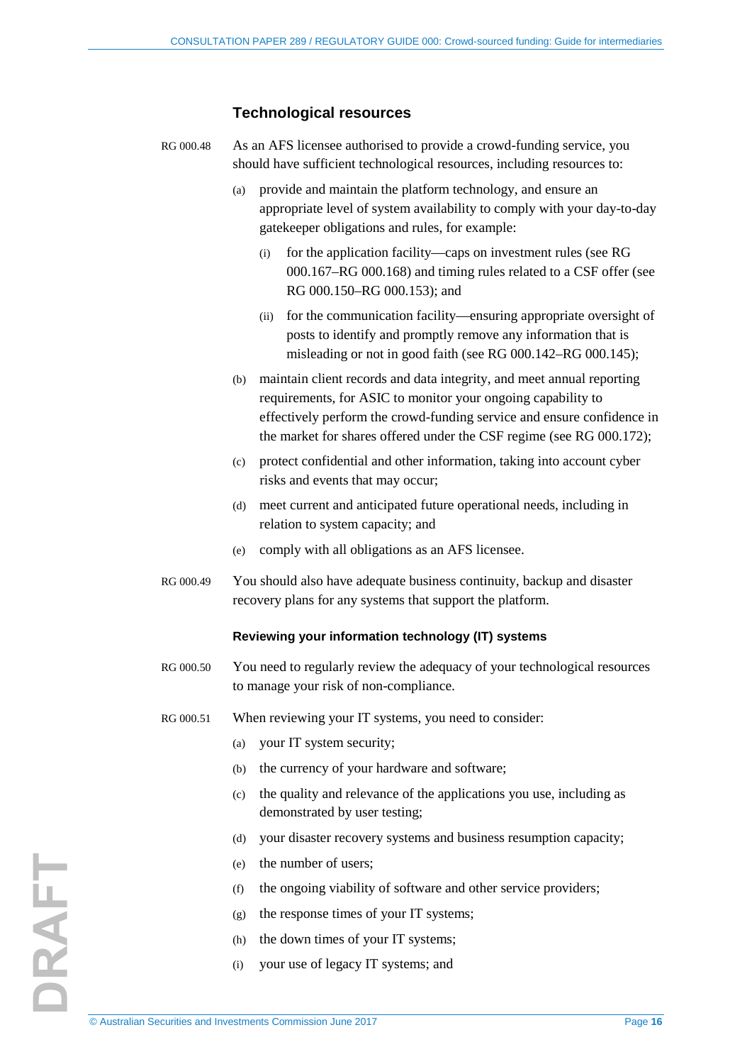## Technological resources

RG 000.48 As an AFS licensee authorised to provide a crowd-funding service, you should have sufficient technological resources, including resources to:

(a) provide and maintain the platform technology, and ensure an appropriate level of system availability to comply with your day-to-day gatekeeper obligations and rules, for example:

(i) for the application facility—caps on investment rules (see RG 000.167–RG 000.168) and timing rules related to a CSF offer (see RG 000.150–RG 000.153); and

(ii) for the communication facility—ensuring appropriate oversight of posts to identify and promptly remove any information that is misleading or not in good faith (see RG 000.142–RG 000.145);

(b) maintain client records and data integrity, and meet annual reporting requirements, for ASIC to monitor your ongoing capability to effectively perform the crowd-funding service and ensure confidence in the market for shares offered under the CSF regime (see RG 000.172);

(c) protect confidential and other information, taking into account cyber risks and events that may occur;

(d) meet current and anticipated future operational needs, including in relation to system capacity; and

(e) comply with all obligations as an AFS licensee.

RG 000.49 You should also have adequate business continuity, backup and disaster recovery plans for any systems that support the platform.

### Reviewing your information technology (IT) systems

RG 000.50 You need to regularly review the adequacy of your technological resources to manage your risk of non-compliance.

RG 000.51 When reviewing your IT systems, you need to consider:

(a) your IT system security;

(b) the currency of your hardware and software;

(c) the quality and relevance of the applications you use, including as demonstrated by user testing;

(d) your disaster recovery systems and business resumption capacity;

(e) the number of users;

(f) the ongoing viability of software and other service providers;

(g) the response times of your IT systems;

(h) the down times of your IT systems;

(i) your use of legacy IT systems; and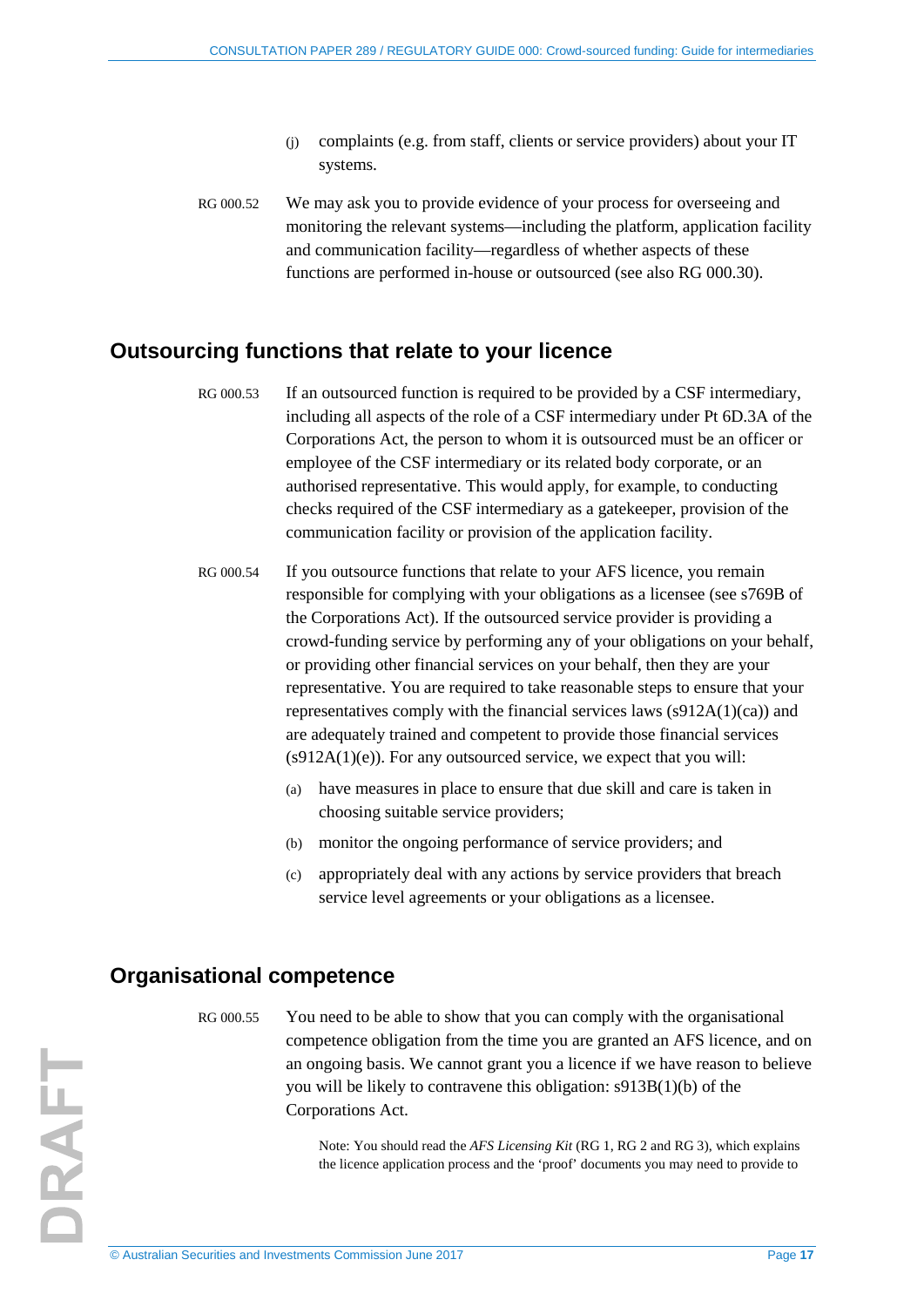(j) complaints (e.g. from staff, clients or service providers) about your IT systems.

RG 000.52 We may ask you to provide evidence of your process for overseeing and monitoring the relevant systems—including the platform, application facility and communication facility—regardless of whether aspects of these functions are performed in-house or outsourced (see also RG 000.30).

## Outsourcing functions that relate to your licence

RG 000.53 If an outsourced function is required to be provided by a CSF intermediary, including all aspects of the role of a CSF intermediary under Pt 6D.3A of the Corporations Act, the person to whom it is outsourced must be an officer or employee of the CSF intermediary or its related body corporate, or an authorised representative. This would apply, for example, to conducting checks required of the CSF intermediary as a gatekeeper, provision of the communication facility or provision of the application facility.

RG 000.54 If you outsource functions that relate to your AFS licence, you remain responsible for complying with your obligations as a licensee (see s769B of the Corporations Act). If the outsourced service provider is providing a crowd-funding service by performing any of your obligations on your behalf, or providing other financial services on your behalf, then they are your representative. You are required to take reasonable steps to ensure that your representatives comply with the financial services laws (s912A(1)(ca)) and are adequately trained and competent to provide those financial services (s912A(1)(e)). For any outsourced service, we expect that you will:

(a) have measures in place to ensure that due skill and care is taken in choosing suitable service providers;

(b) monitor the ongoing performance of service providers; and

(c) appropriately deal with any actions by service providers that breach service level agreements or your obligations as a licensee.

## Organisational competence

RG 000.55 You need to be able to show that you can comply with the organisational competence obligation from the time you are granted an AFS licence, and on an ongoing basis. We cannot grant you a licence if we have reason to believe you will be likely to contravene this obligation: s913B(1)(b) of the Corporations Act.

Note: You should read the *AFS Licensing Kit* (RG 1, RG 2 and RG 3), which explains the licence application process and the 'proof' documents you may need to provide to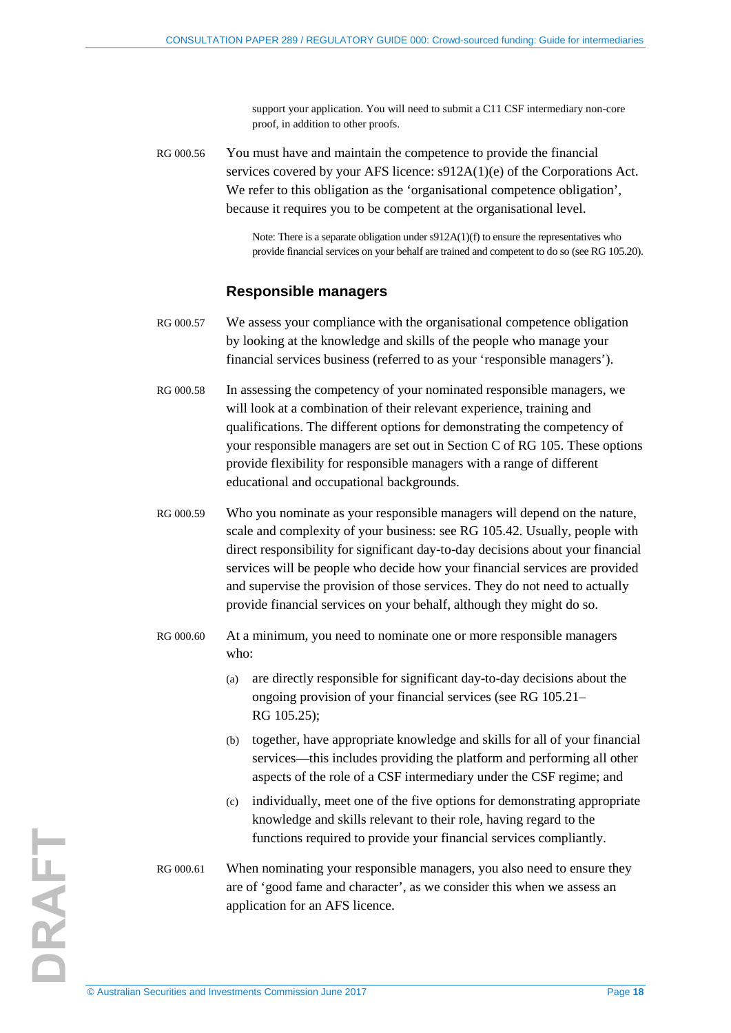support your application. You will need to submit a C11 CSF intermediary non-core proof, in addition to other proofs.

RG 000.56 You must have and maintain the competence to provide the financial services covered by your AFS licence: s912A(1)(e) of the Corporations Act. We refer to this obligation as the 'organisational competence obligation', because it requires you to be competent at the organisational level.

Note: There is a separate obligation under s912A(1)(f) to ensure the representatives who provide financial services on your behalf are trained and competent to do so (see RG 105.20).

### Responsible managers

RG 000.57 We assess your compliance with the organisational competence obligation by looking at the knowledge and skills of the people who manage your financial services business (referred to as your 'responsible managers').

RG 000.58 In assessing the competency of your nominated responsible managers, we will look at a combination of their relevant experience, training and qualifications. The different options for demonstrating the competency of your responsible managers are set out in Section C of RG 105. These options provide flexibility for responsible managers with a range of different educational and occupational backgrounds.

RG 000.59 Who you nominate as your responsible managers will depend on the nature, scale and complexity of your business: see RG 105.42. Usually, people with direct responsibility for significant day-to-day decisions about your financial services will be people who decide how your financial services are provided and supervise the provision of those services. They do not need to actually provide financial services on your behalf, although they might do so.

RG 000.60 At a minimum, you need to nominate one or more responsible managers who:

(a) are directly responsible for significant day-to-day decisions about the ongoing provision of your financial services (see RG 105.21–RG 105.25);

(b) together, have appropriate knowledge and skills for all of your financial services—this includes providing the platform and performing all other aspects of the role of a CSF intermediary under the CSF regime; and

(c) individually, meet one of the five options for demonstrating appropriate knowledge and skills relevant to their role, having regard to the functions required to provide your financial services compliantly.

RG 000.61 When nominating your responsible managers, you also need to ensure they are of 'good fame and character', as we consider this when we assess an application for an AFS licence.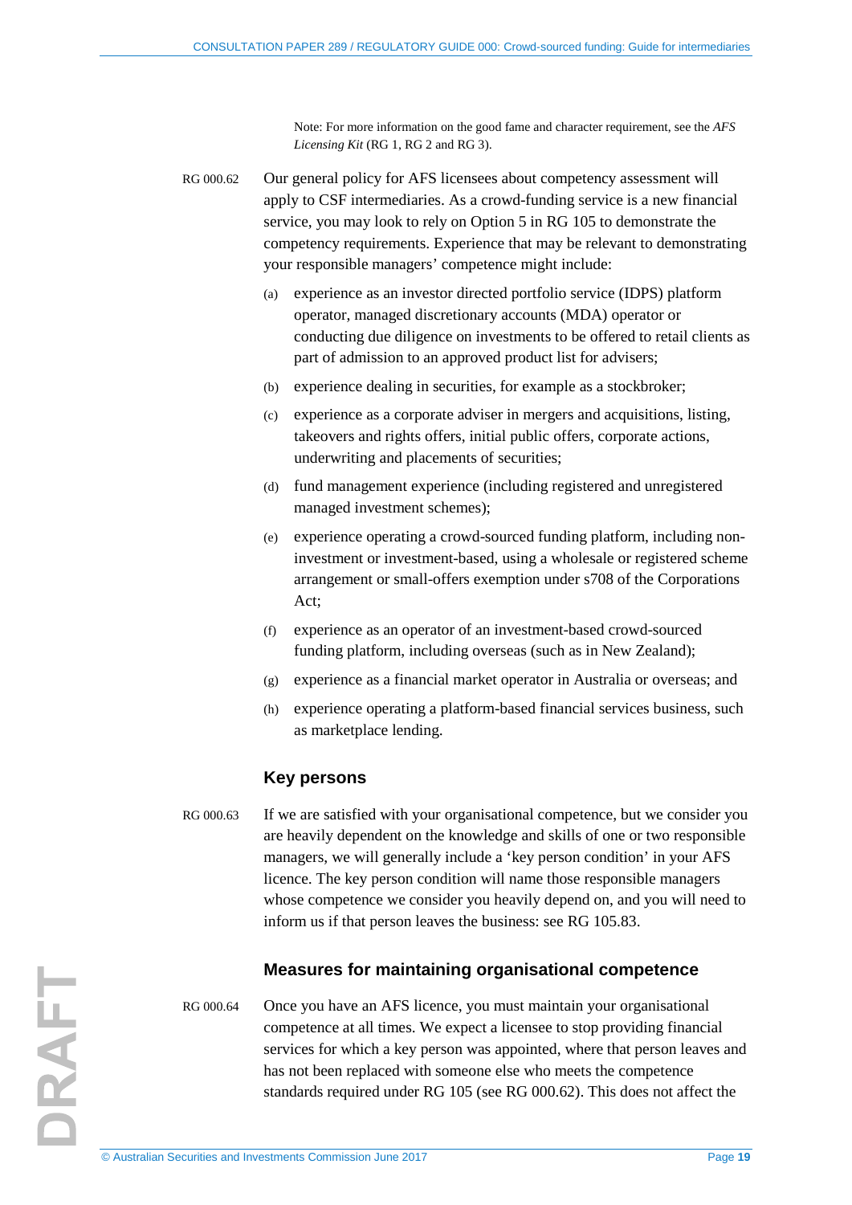Note: For more information on the good fame and character requirement, see the *AFS Licensing Kit* (RG 1, RG 2 and RG 3).

RG 000.62 Our general policy for AFS licensees about competency assessment will apply to CSF intermediaries. As a crowd-funding service is a new financial service, you may look to rely on Option 5 in RG 105 to demonstrate the competency requirements. Experience that may be relevant to demonstrating your responsible managers' competence might include:

(a) experience as an investor directed portfolio service (IDPS) platform operator, managed discretionary accounts (MDA) operator or conducting due diligence on investments to be offered to retail clients as part of admission to an approved product list for advisers;

(b) experience dealing in securities, for example as a stockbroker;

(c) experience as a corporate adviser in mergers and acquisitions, listing, takeovers and rights offers, initial public offers, corporate actions, underwriting and placements of securities;

(d) fund management experience (including registered and unregistered managed investment schemes);

(e) experience operating a crowd-sourced funding platform, including non-investment or investment-based, using a wholesale or registered scheme arrangement or small-offers exemption under s708 of the Corporations Act;

(f) experience as an operator of an investment-based crowd-sourced funding platform, including overseas (such as in New Zealand);

(g) experience as a financial market operator in Australia or overseas; and

(h) experience operating a platform-based financial services business, such as marketplace lending.

### Key persons

RG 000.63 If we are satisfied with your organisational competence, but we consider you are heavily dependent on the knowledge and skills of one or two responsible managers, we will generally include a 'key person condition' in your AFS licence. The key person condition will name those responsible managers whose competence we consider you heavily depend on, and you will need to inform us if that person leaves the business: see RG 105.83.

### Measures for maintaining organisational competence

RG 000.64 Once you have an AFS licence, you must maintain your organisational competence at all times. We expect a licensee to stop providing financial services for which a key person was appointed, where that person leaves and has not been replaced with someone else who meets the competence standards required under RG 105 (see RG 000.62). This does not affect the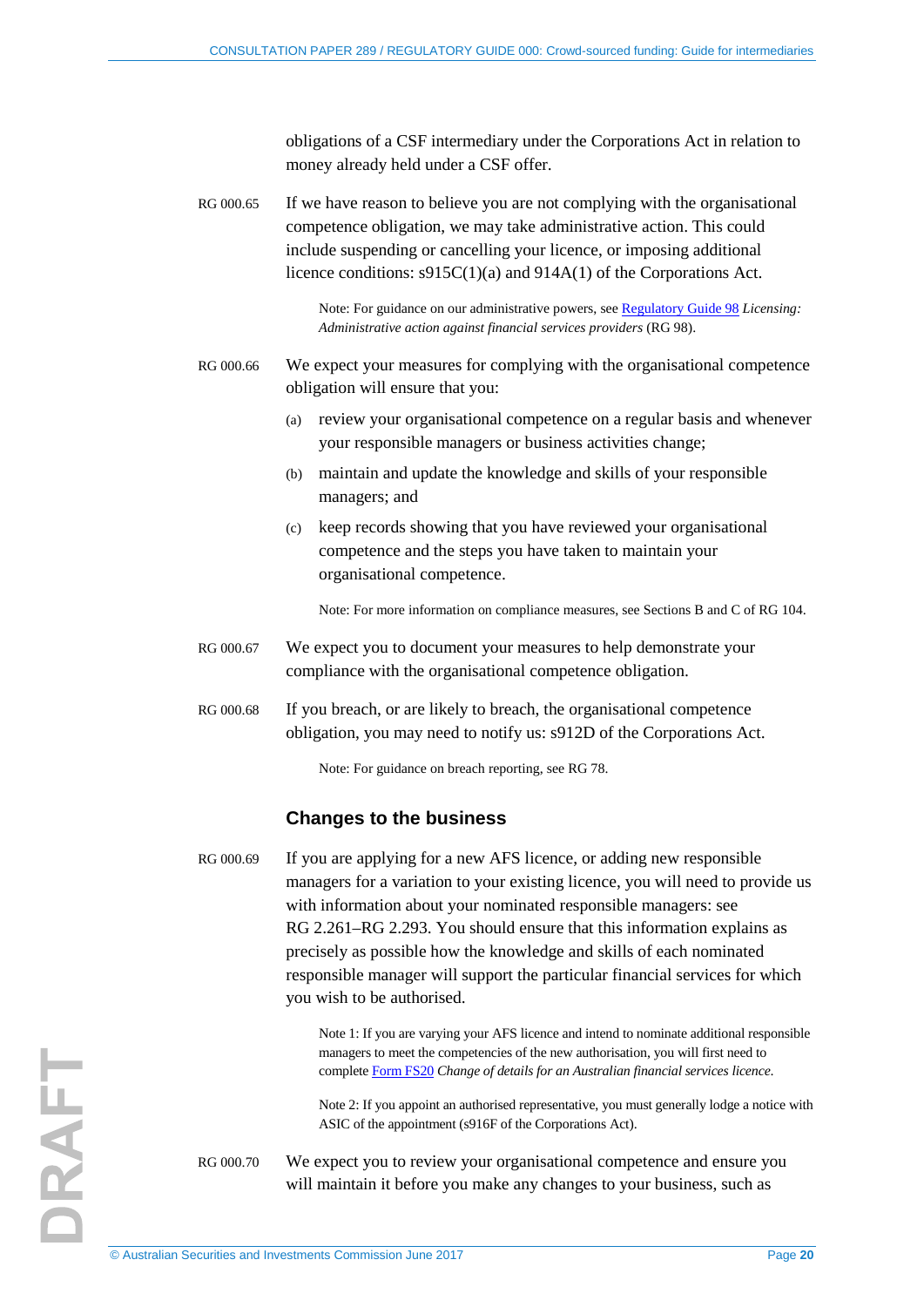obligations of a CSF intermediary under the Corporations Act in relation to money already held under a CSF offer.

RG 000.65 If we have reason to believe you are not complying with the organisational competence obligation, we may take administrative action. This could include suspending or cancelling your licence, or imposing additional licence conditions: s915C(1)(a) and 914A(1) of the Corporations Act.

> Note: For guidance on our administrative powers, see Regulatory Guide 98 *Licensing: Administrative action against financial services providers* (RG 98).

RG 000.66 We expect your measures for complying with the organisational competence obligation will ensure that you:

(a) review your organisational competence on a regular basis and whenever your responsible managers or business activities change;

(b) maintain and update the knowledge and skills of your responsible managers; and

(c) keep records showing that you have reviewed your organisational competence and the steps you have taken to maintain your organisational competence.

> Note: For more information on compliance measures, see Sections B and C of RG 104.

RG 000.67 We expect you to document your measures to help demonstrate your compliance with the organisational competence obligation.

RG 000.68 If you breach, or are likely to breach, the organisational competence obligation, you may need to notify us: s912D of the Corporations Act.

> Note: For guidance on breach reporting, see RG 78.

## Changes to the business

RG 000.69 If you are applying for a new AFS licence, or adding new responsible managers for a variation to your existing licence, you will need to provide us with information about your nominated responsible managers: see RG 2.261–RG 2.293. You should ensure that this information explains as precisely as possible how the knowledge and skills of each nominated responsible manager will support the particular financial services for which you wish to be authorised.

> Note 1: If you are varying your AFS licence and intend to nominate additional responsible managers to meet the competencies of the new authorisation, you will first need to complete Form FS20 *Change of details for an Australian financial services licence*.
>
> Note 2: If you appoint an authorised representative, you must generally lodge a notice with ASIC of the appointment (s916F of the Corporations Act).

RG 000.70 We expect you to review your organisational competence and ensure you will maintain it before you make any changes to your business, such as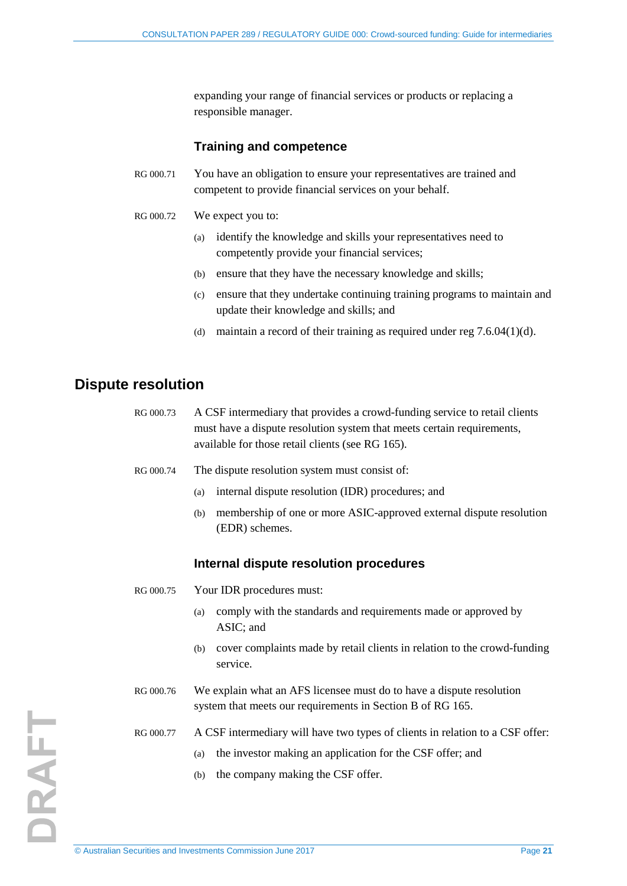expanding your range of financial services or products or replacing a responsible manager.

### Training and competence

RG 000.71 You have an obligation to ensure your representatives are trained and competent to provide financial services on your behalf.

RG 000.72 We expect you to:

(a) identify the knowledge and skills your representatives need to competently provide your financial services;

(b) ensure that they have the necessary knowledge and skills;

(c) ensure that they undertake continuing training programs to maintain and update their knowledge and skills; and

(d) maintain a record of their training as required under reg 7.6.04(1)(d).

## Dispute resolution

RG 000.73 A CSF intermediary that provides a crowd-funding service to retail clients must have a dispute resolution system that meets certain requirements, available for those retail clients (see RG 165).

RG 000.74 The dispute resolution system must consist of:

(a) internal dispute resolution (IDR) procedures; and

(b) membership of one or more ASIC-approved external dispute resolution (EDR) schemes.

### Internal dispute resolution procedures

RG 000.75 Your IDR procedures must:

(a) comply with the standards and requirements made or approved by ASIC; and

(b) cover complaints made by retail clients in relation to the crowd-funding service.

RG 000.76 We explain what an AFS licensee must do to have a dispute resolution system that meets our requirements in Section B of RG 165.

RG 000.77 A CSF intermediary will have two types of clients in relation to a CSF offer:

(a) the investor making an application for the CSF offer; and

(b) the company making the CSF offer.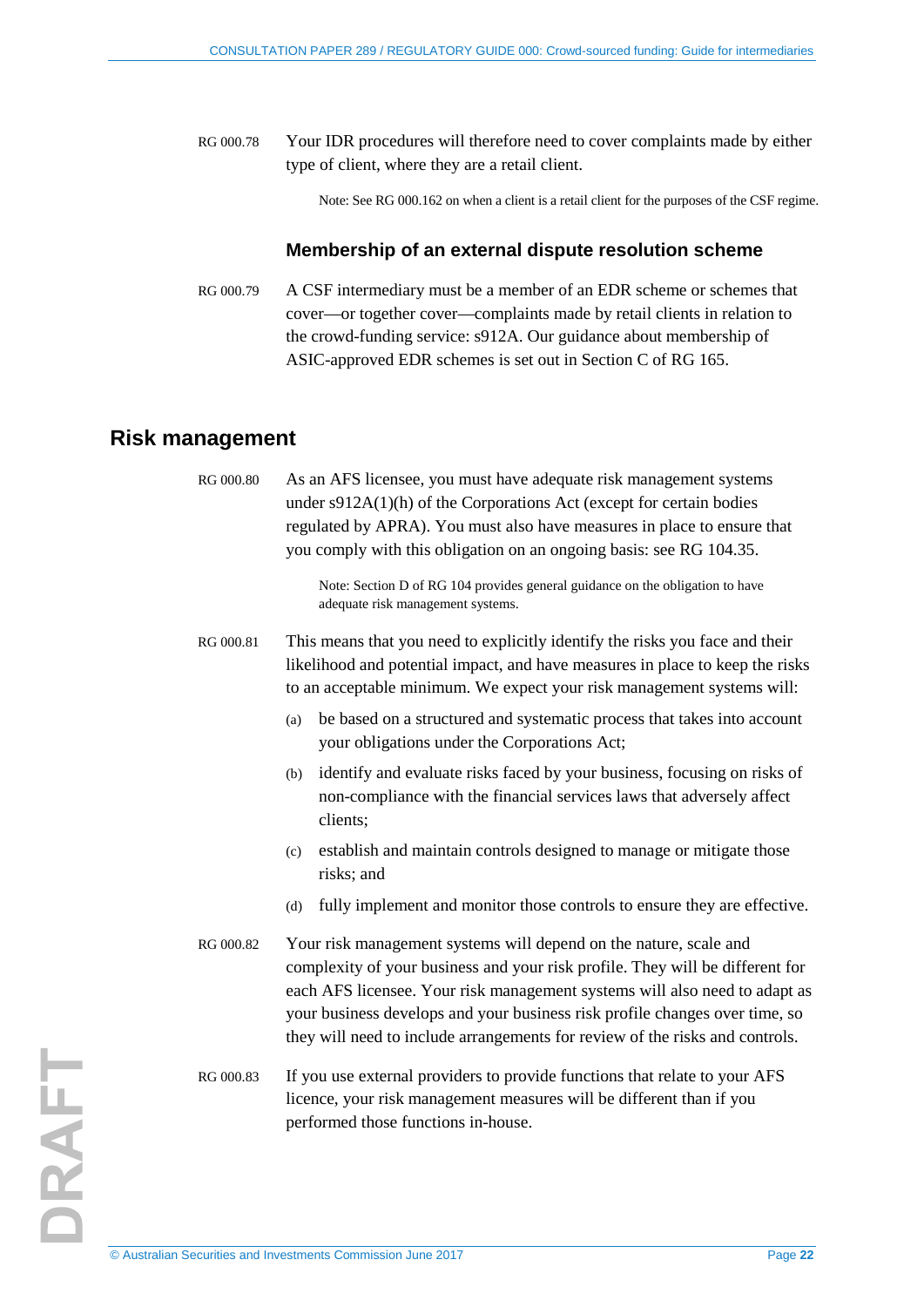RG 000.78 Your IDR procedures will therefore need to cover complaints made by either type of client, where they are a retail client.

> Note: See RG 000.162 on when a client is a retail client for the purposes of the CSF regime.

### Membership of an external dispute resolution scheme

RG 000.79 A CSF intermediary must be a member of an EDR scheme or schemes that cover—or together cover—complaints made by retail clients in relation to the crowd-funding service: s912A. Our guidance about membership of ASIC-approved EDR schemes is set out in Section C of RG 165.

## Risk management

RG 000.80 As an AFS licensee, you must have adequate risk management systems under s912A(1)(h) of the Corporations Act (except for certain bodies regulated by APRA). You must also have measures in place to ensure that you comply with this obligation on an ongoing basis: see RG 104.35.

> Note: Section D of RG 104 provides general guidance on the obligation to have adequate risk management systems.

RG 000.81 This means that you need to explicitly identify the risks you face and their likelihood and potential impact, and have measures in place to keep the risks to an acceptable minimum. We expect your risk management systems will:

(a) be based on a structured and systematic process that takes into account your obligations under the Corporations Act;

(b) identify and evaluate risks faced by your business, focusing on risks of non-compliance with the financial services laws that adversely affect clients;

(c) establish and maintain controls designed to manage or mitigate those risks; and

(d) fully implement and monitor those controls to ensure they are effective.

RG 000.82 Your risk management systems will depend on the nature, scale and complexity of your business and your risk profile. They will be different for each AFS licensee. Your risk management systems will also need to adapt as your business develops and your business risk profile changes over time, so they will need to include arrangements for review of the risks and controls.

RG 000.83 If you use external providers to provide functions that relate to your AFS licence, your risk management measures will be different than if you performed those functions in-house.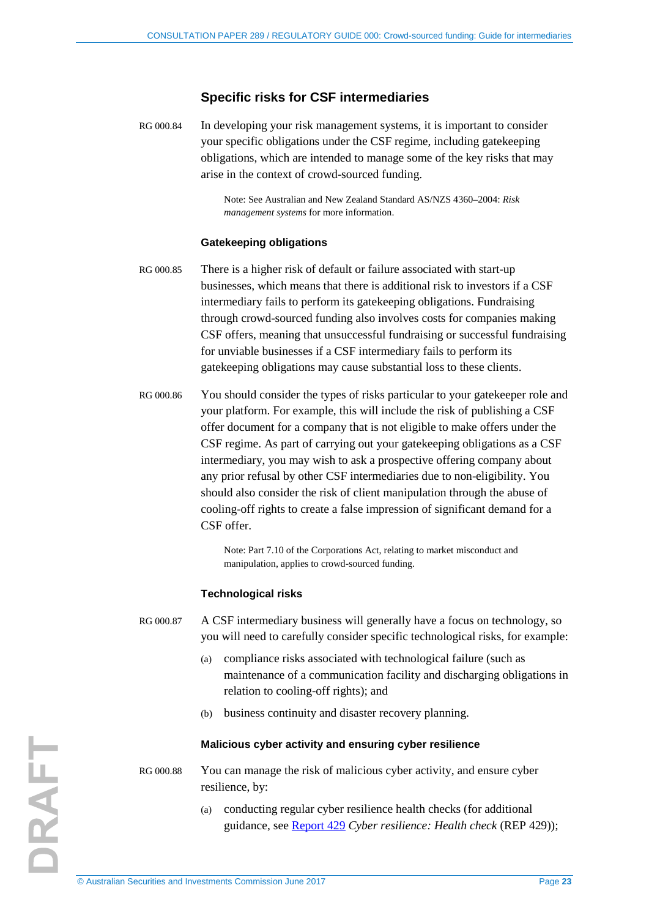## Specific risks for CSF intermediaries

RG 000.84 In developing your risk management systems, it is important to consider your specific obligations under the CSF regime, including gatekeeping obligations, which are intended to manage some of the key risks that may arise in the context of crowd-sourced funding.

> Note: See Australian and New Zealand Standard AS/NZS 4360–2004: *Risk management systems* for more information.

### Gatekeeping obligations

RG 000.85 There is a higher risk of default or failure associated with start-up businesses, which means that there is additional risk to investors if a CSF intermediary fails to perform its gatekeeping obligations. Fundraising through crowd-sourced funding also involves costs for companies making CSF offers, meaning that unsuccessful fundraising or successful fundraising for unviable businesses if a CSF intermediary fails to perform its gatekeeping obligations may cause substantial loss to these clients.

RG 000.86 You should consider the types of risks particular to your gatekeeper role and your platform. For example, this will include the risk of publishing a CSF offer document for a company that is not eligible to make offers under the CSF regime. As part of carrying out your gatekeeping obligations as a CSF intermediary, you may wish to ask a prospective offering company about any prior refusal by other CSF intermediaries due to non-eligibility. You should also consider the risk of client manipulation through the abuse of cooling-off rights to create a false impression of significant demand for a CSF offer.

> Note: Part 7.10 of the Corporations Act, relating to market misconduct and manipulation, applies to crowd-sourced funding.

### Technological risks

RG 000.87 A CSF intermediary business will generally have a focus on technology, so you will need to carefully consider specific technological risks, for example:

(a) compliance risks associated with technological failure (such as maintenance of a communication facility and discharging obligations in relation to cooling-off rights); and

(b) business continuity and disaster recovery planning.

### Malicious cyber activity and ensuring cyber resilience

RG 000.88 You can manage the risk of malicious cyber activity, and ensure cyber resilience, by:

(a) conducting regular cyber resilience health checks (for additional guidance, see Report 429 *Cyber resilience: Health check* (REP 429));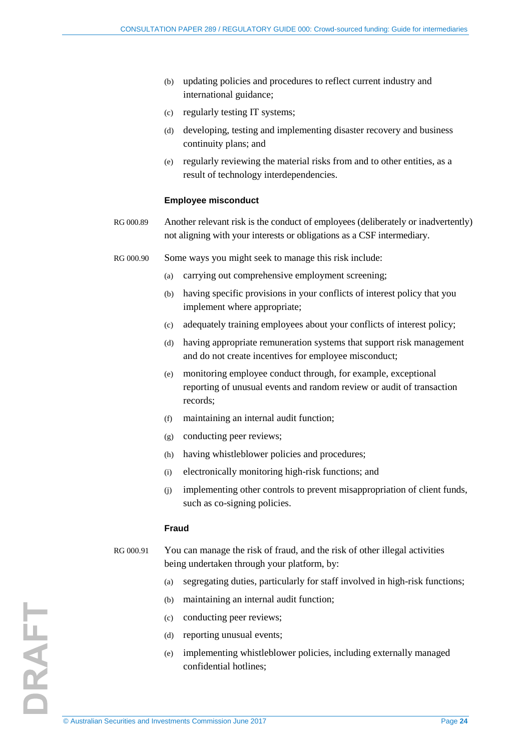(b) updating policies and procedures to reflect current industry and international guidance;

(c) regularly testing IT systems;

(d) developing, testing and implementing disaster recovery and business continuity plans; and

(e) regularly reviewing the material risks from and to other entities, as a result of technology interdependencies.

### Employee misconduct

RG 000.89 Another relevant risk is the conduct of employees (deliberately or inadvertently) not aligning with your interests or obligations as a CSF intermediary.

RG 000.90 Some ways you might seek to manage this risk include:

(a) carrying out comprehensive employment screening;

(b) having specific provisions in your conflicts of interest policy that you implement where appropriate;

(c) adequately training employees about your conflicts of interest policy;

(d) having appropriate remuneration systems that support risk management and do not create incentives for employee misconduct;

(e) monitoring employee conduct through, for example, exceptional reporting of unusual events and random review or audit of transaction records;

(f) maintaining an internal audit function;

(g) conducting peer reviews;

(h) having whistleblower policies and procedures;

(i) electronically monitoring high-risk functions; and

(j) implementing other controls to prevent misappropriation of client funds, such as co-signing policies.

### Fraud

RG 000.91 You can manage the risk of fraud, and the risk of other illegal activities being undertaken through your platform, by:

(a) segregating duties, particularly for staff involved in high-risk functions;

(b) maintaining an internal audit function;

(c) conducting peer reviews;

(d) reporting unusual events;

(e) implementing whistleblower policies, including externally managed confidential hotlines;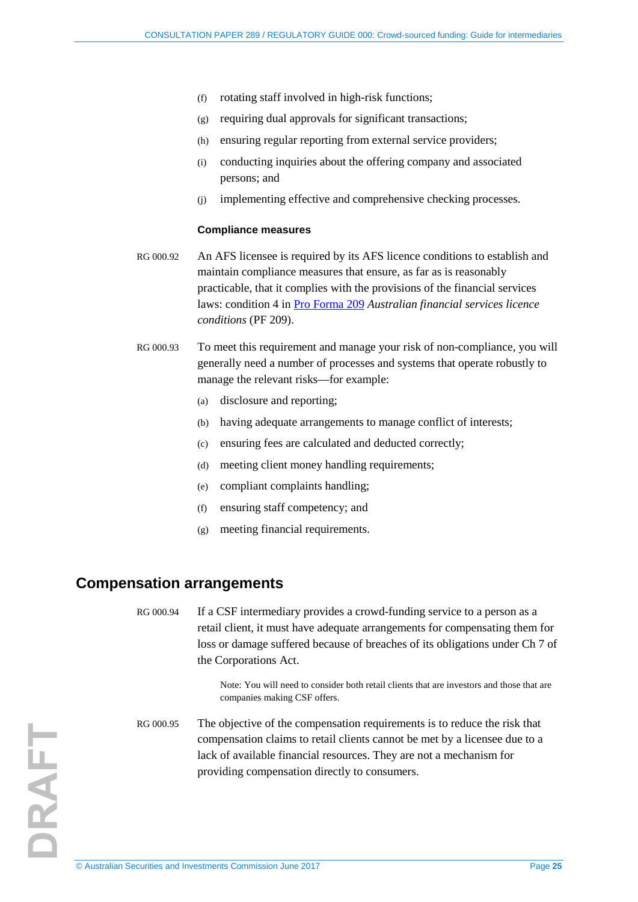(f) rotating staff involved in high-risk functions;

(g) requiring dual approvals for significant transactions;

(h) ensuring regular reporting from external service providers;

(i) conducting inquiries about the offering company and associated persons; and

(j) implementing effective and comprehensive checking processes.

**Compliance measures**

RG 000.92 An AFS licensee is required by its AFS licence conditions to establish and maintain compliance measures that ensure, as far as is reasonably practicable, that it complies with the provisions of the financial services laws: condition 4 in Pro Forma 209 *Australian financial services licence conditions* (PF 209).

RG 000.93 To meet this requirement and manage your risk of non-compliance, you will generally need a number of processes and systems that operate robustly to manage the relevant risks—for example:

(a) disclosure and reporting;

(b) having adequate arrangements to manage conflict of interests;

(c) ensuring fees are calculated and deducted correctly;

(d) meeting client money handling requirements;

(e) compliant complaints handling;

(f) ensuring staff competency; and

(g) meeting financial requirements.

## Compensation arrangements

RG 000.94 If a CSF intermediary provides a crowd-funding service to a person as a retail client, it must have adequate arrangements for compensating them for loss or damage suffered because of breaches of its obligations under Ch 7 of the Corporations Act.

Note: You will need to consider both retail clients that are investors and those that are companies making CSF offers.

RG 000.95 The objective of the compensation requirements is to reduce the risk that compensation claims to retail clients cannot be met by a licensee due to a lack of available financial resources. They are not a mechanism for providing compensation directly to consumers.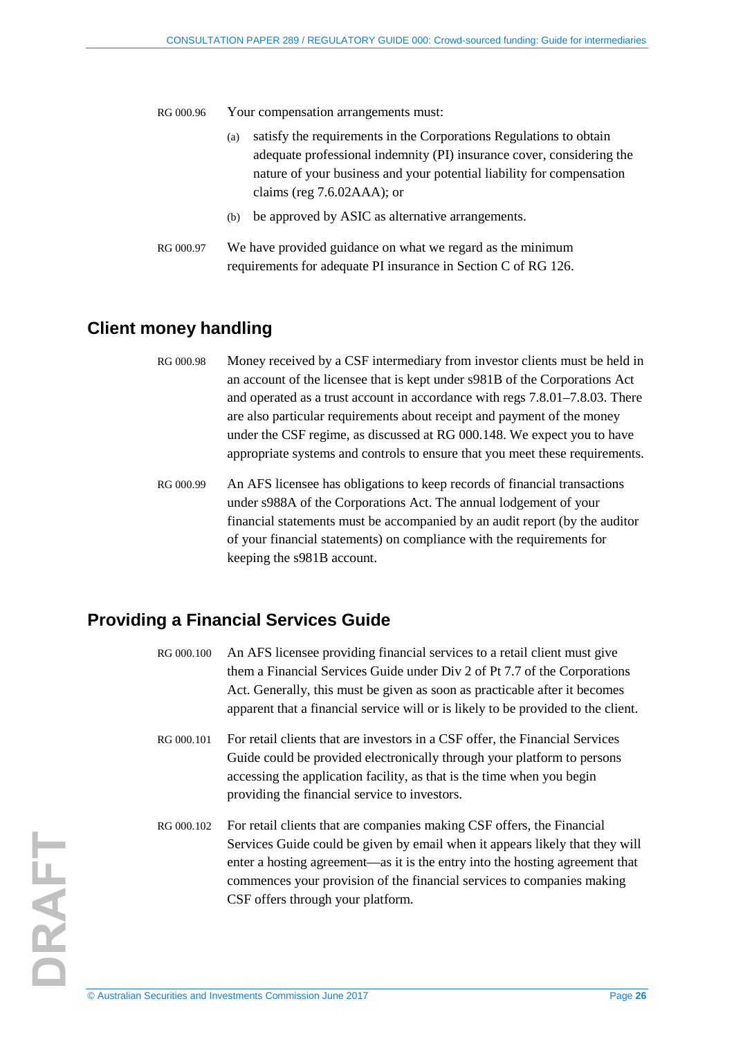RG 000.96 Your compensation arrangements must:

(a) satisfy the requirements in the Corporations Regulations to obtain adequate professional indemnity (PI) insurance cover, considering the nature of your business and your potential liability for compensation claims (reg 7.6.02AAA); or

(b) be approved by ASIC as alternative arrangements.

RG 000.97 We have provided guidance on what we regard as the minimum requirements for adequate PI insurance in Section C of RG 126.

## Client money handling

RG 000.98 Money received by a CSF intermediary from investor clients must be held in an account of the licensee that is kept under s981B of the Corporations Act and operated as a trust account in accordance with regs 7.8.01–7.8.03. There are also particular requirements about receipt and payment of the money under the CSF regime, as discussed at RG 000.148. We expect you to have appropriate systems and controls to ensure that you meet these requirements.

RG 000.99 An AFS licensee has obligations to keep records of financial transactions under s988A of the Corporations Act. The annual lodgement of your financial statements must be accompanied by an audit report (by the auditor of your financial statements) on compliance with the requirements for keeping the s981B account.

## Providing a Financial Services Guide

RG 000.100 An AFS licensee providing financial services to a retail client must give them a Financial Services Guide under Div 2 of Pt 7.7 of the Corporations Act. Generally, this must be given as soon as practicable after it becomes apparent that a financial service will or is likely to be provided to the client.

RG 000.101 For retail clients that are investors in a CSF offer, the Financial Services Guide could be provided electronically through your platform to persons accessing the application facility, as that is the time when you begin providing the financial service to investors.

RG 000.102 For retail clients that are companies making CSF offers, the Financial Services Guide could be given by email when it appears likely that they will enter a hosting agreement—as it is the entry into the hosting agreement that commences your provision of the financial services to companies making CSF offers through your platform.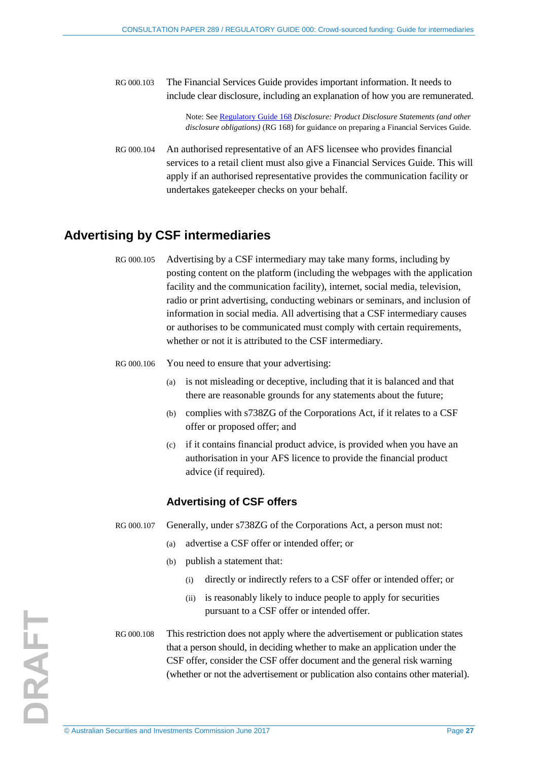RG 000.103 The Financial Services Guide provides important information. It needs to include clear disclosure, including an explanation of how you are remunerated.

> Note: See Regulatory Guide 168 *Disclosure: Product Disclosure Statements (and other disclosure obligations)* (RG 168) for guidance on preparing a Financial Services Guide.

RG 000.104 An authorised representative of an AFS licensee who provides financial services to a retail client must also give a Financial Services Guide. This will apply if an authorised representative provides the communication facility or undertakes gatekeeper checks on your behalf.

## Advertising by CSF intermediaries

RG 000.105 Advertising by a CSF intermediary may take many forms, including by posting content on the platform (including the webpages with the application facility and the communication facility), internet, social media, television, radio or print advertising, conducting webinars or seminars, and inclusion of information in social media. All advertising that a CSF intermediary causes or authorises to be communicated must comply with certain requirements, whether or not it is attributed to the CSF intermediary.

RG 000.106 You need to ensure that your advertising:

(a) is not misleading or deceptive, including that it is balanced and that there are reasonable grounds for any statements about the future;

(b) complies with s738ZG of the Corporations Act, if it relates to a CSF offer or proposed offer; and

(c) if it contains financial product advice, is provided when you have an authorisation in your AFS licence to provide the financial product advice (if required).

### Advertising of CSF offers

RG 000.107 Generally, under s738ZG of the Corporations Act, a person must not:

(a) advertise a CSF offer or intended offer; or

(b) publish a statement that:

   (i) directly or indirectly refers to a CSF offer or intended offer; or

   (ii) is reasonably likely to induce people to apply for securities pursuant to a CSF offer or intended offer.

RG 000.108 This restriction does not apply where the advertisement or publication states that a person should, in deciding whether to make an application under the CSF offer, consider the CSF offer document and the general risk warning (whether or not the advertisement or publication also contains other material).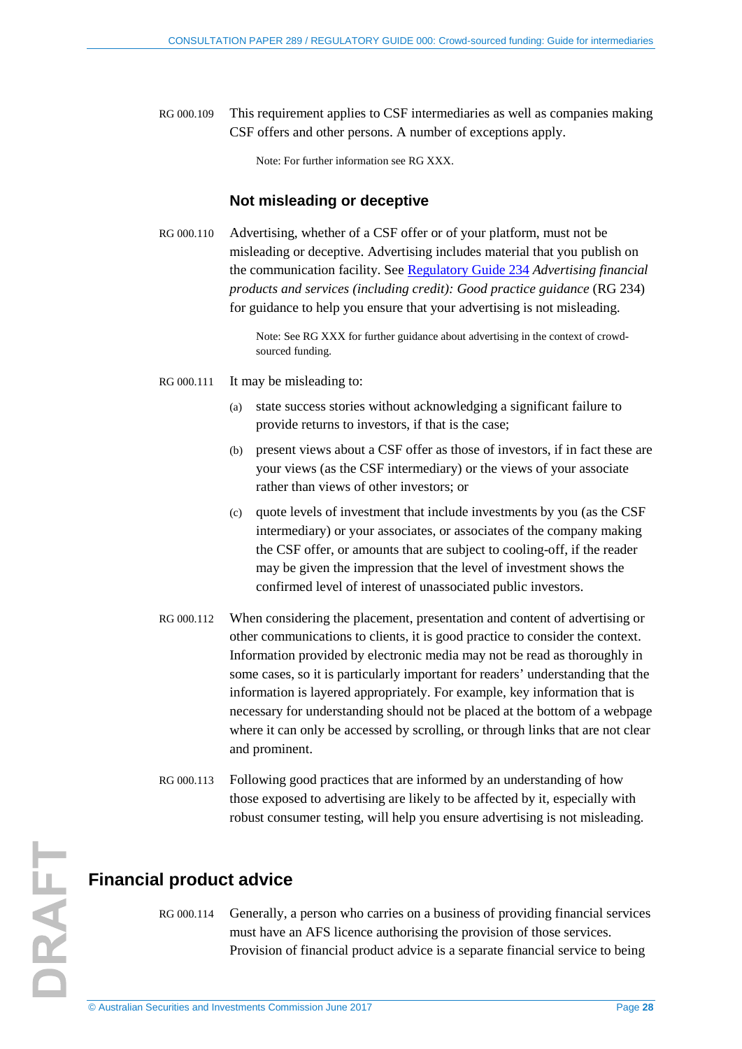RG 000.109 This requirement applies to CSF intermediaries as well as companies making CSF offers and other persons. A number of exceptions apply.

Note: For further information see RG XXX.

### Not misleading or deceptive

RG 000.110 Advertising, whether of a CSF offer or of your platform, must not be misleading or deceptive. Advertising includes material that you publish on the communication facility. See Regulatory Guide 234 *Advertising financial products and services (including credit): Good practice guidance* (RG 234) for guidance to help you ensure that your advertising is not misleading.

Note: See RG XXX for further guidance about advertising in the context of crowd-sourced funding.

RG 000.111 It may be misleading to:

(a) state success stories without acknowledging a significant failure to provide returns to investors, if that is the case;

(b) present views about a CSF offer as those of investors, if in fact these are your views (as the CSF intermediary) or the views of your associate rather than views of other investors; or

(c) quote levels of investment that include investments by you (as the CSF intermediary) or your associates, or associates of the company making the CSF offer, or amounts that are subject to cooling-off, if the reader may be given the impression that the level of investment shows the confirmed level of interest of unassociated public investors.

RG 000.112 When considering the placement, presentation and content of advertising or other communications to clients, it is good practice to consider the context. Information provided by electronic media may not be read as thoroughly in some cases, so it is particularly important for readers' understanding that the information is layered appropriately. For example, key information that is necessary for understanding should not be placed at the bottom of a webpage where it can only be accessed by scrolling, or through links that are not clear and prominent.

RG 000.113 Following good practices that are informed by an understanding of how those exposed to advertising are likely to be affected by it, especially with robust consumer testing, will help you ensure advertising is not misleading.

## Financial product advice

RG 000.114 Generally, a person who carries on a business of providing financial services must have an AFS licence authorising the provision of those services. Provision of financial product advice is a separate financial service to being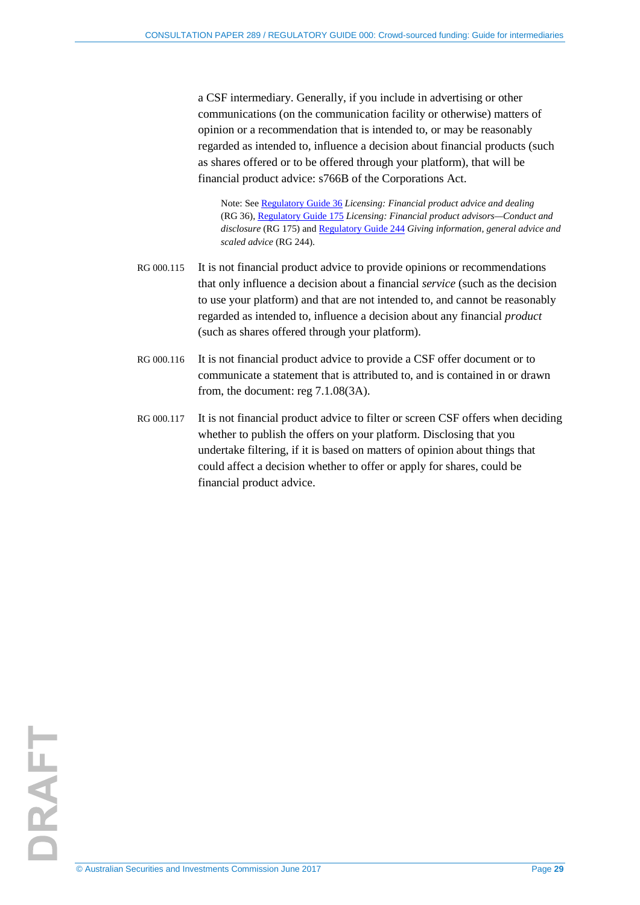a CSF intermediary. Generally, if you include in advertising or other communications (on the communication facility or otherwise) matters of opinion or a recommendation that is intended to, or may be reasonably regarded as intended to, influence a decision about financial products (such as shares offered or to be offered through your platform), that will be financial product advice: s766B of the Corporations Act.

> Note: See Regulatory Guide 36 *Licensing: Financial product advice and dealing* (RG 36), Regulatory Guide 175 *Licensing: Financial product advisors—Conduct and disclosure* (RG 175) and Regulatory Guide 244 *Giving information, general advice and scaled advice* (RG 244).

RG 000.115 It is not financial product advice to provide opinions or recommendations that only influence a decision about a financial *service* (such as the decision to use your platform) and that are not intended to, and cannot be reasonably regarded as intended to, influence a decision about any financial *product* (such as shares offered through your platform).

RG 000.116 It is not financial product advice to provide a CSF offer document or to communicate a statement that is attributed to, and is contained in or drawn from, the document: reg 7.1.08(3A).

RG 000.117 It is not financial product advice to filter or screen CSF offers when deciding whether to publish the offers on your platform. Disclosing that you undertake filtering, if it is based on matters of opinion about things that could affect a decision whether to offer or apply for shares, could be financial product advice.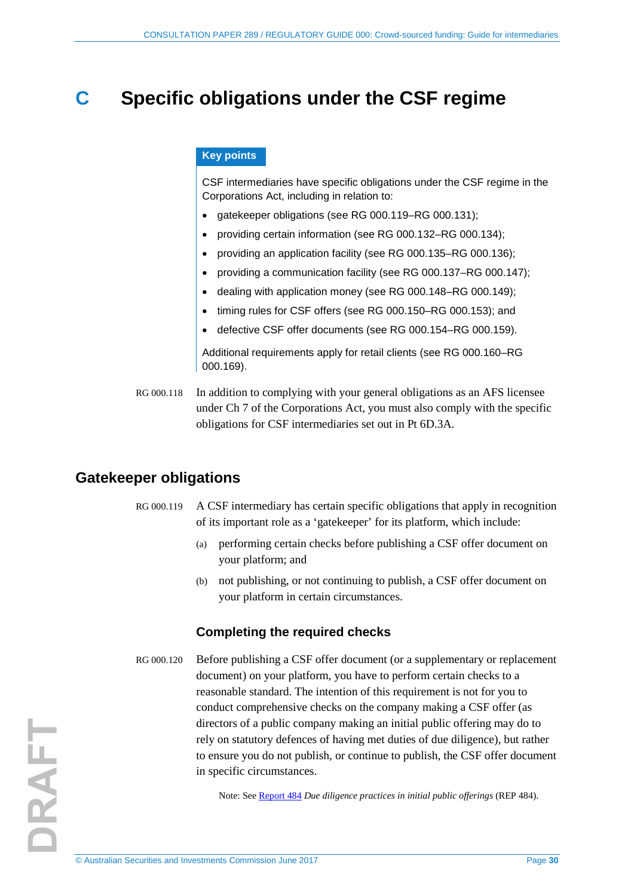# C Specific obligations under the CSF regime

**Key points**

CSF intermediaries have specific obligations under the CSF regime in the Corporations Act, including in relation to:

- gatekeeper obligations (see RG 000.119–RG 000.131);
- providing certain information (see RG 000.132–RG 000.134);
- providing an application facility (see RG 000.135–RG 000.136);
- providing a communication facility (see RG 000.137–RG 000.147);
- dealing with application money (see RG 000.148–RG 000.149);
- timing rules for CSF offers (see RG 000.150–RG 000.153); and
- defective CSF offer documents (see RG 000.154–RG 000.159).

Additional requirements apply for retail clients (see RG 000.160–RG 000.169).

RG 000.118 In addition to complying with your general obligations as an AFS licensee under Ch 7 of the Corporations Act, you must also comply with the specific obligations for CSF intermediaries set out in Pt 6D.3A.

## Gatekeeper obligations

RG 000.119 A CSF intermediary has certain specific obligations that apply in recognition of its important role as a 'gatekeeper' for its platform, which include:

(a) performing certain checks before publishing a CSF offer document on your platform; and

(b) not publishing, or not continuing to publish, a CSF offer document on your platform in certain circumstances.

### Completing the required checks

RG 000.120 Before publishing a CSF offer document (or a supplementary or replacement document) on your platform, you have to perform certain checks to a reasonable standard. The intention of this requirement is not for you to conduct comprehensive checks on the company making a CSF offer (as directors of a public company making an initial public offering may do to rely on statutory defences of having met duties of due diligence), but rather to ensure you do not publish, or continue to publish, the CSF offer document in specific circumstances.

Note: See Report 484 *Due diligence practices in initial public offerings* (REP 484).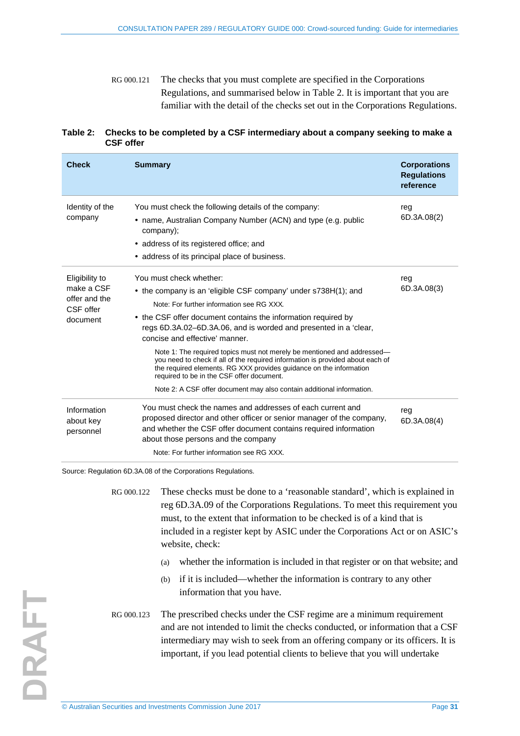RG 000.121 The checks that you must complete are specified in the Corporations Regulations, and summarised below in Table 2. It is important that you are familiar with the detail of the checks set out in the Corporations Regulations.

**Table 2: Checks to be completed by a CSF intermediary about a company seeking to make a CSF offer**

| Check | Summary | Corporations Regulations reference |
|---|---|---|
| Identity of the company | You must check the following details of the company:<br>• name, Australian Company Number (ACN) and type (e.g. public company);<br>• address of its registered office; and<br>• address of its principal place of business. | reg 6D.3A.08(2) |
| Eligibility to make a CSF offer and the CSF offer document | You must check whether:<br>• the company is an 'eligible CSF company' under s738H(1); and<br>Note: For further information see RG XXX.<br>• the CSF offer document contains the information required by regs 6D.3A.02–6D.3A.06, and is worded and presented in a 'clear, concise and effective' manner.<br>Note 1: The required topics must not merely be mentioned and addressed—you need to check if all of the required information is provided about each of the required elements. RG XXX provides guidance on the information required to be in the CSF offer document.<br>Note 2: A CSF offer document may also contain additional information. | reg 6D.3A.08(3) |
| Information about key personnel | You must check the names and addresses of each current and proposed director and other officer or senior manager of the company, and whether the CSF offer document contains required information about those persons and the company<br>Note: For further information see RG XXX. | reg 6D.3A.08(4) |

Source: Regulation 6D.3A.08 of the Corporations Regulations.

RG 000.122 These checks must be done to a 'reasonable standard', which is explained in reg 6D.3A.09 of the Corporations Regulations. To meet this requirement you must, to the extent that information to be checked is of a kind that is included in a register kept by ASIC under the Corporations Act or on ASIC's website, check:

(a) whether the information is included in that register or on that website; and

(b) if it is included—whether the information is contrary to any other information that you have.

RG 000.123 The prescribed checks under the CSF regime are a minimum requirement and are not intended to limit the checks conducted, or information that a CSF intermediary may wish to seek from an offering company or its officers. It is important, if you lead potential clients to believe that you will undertake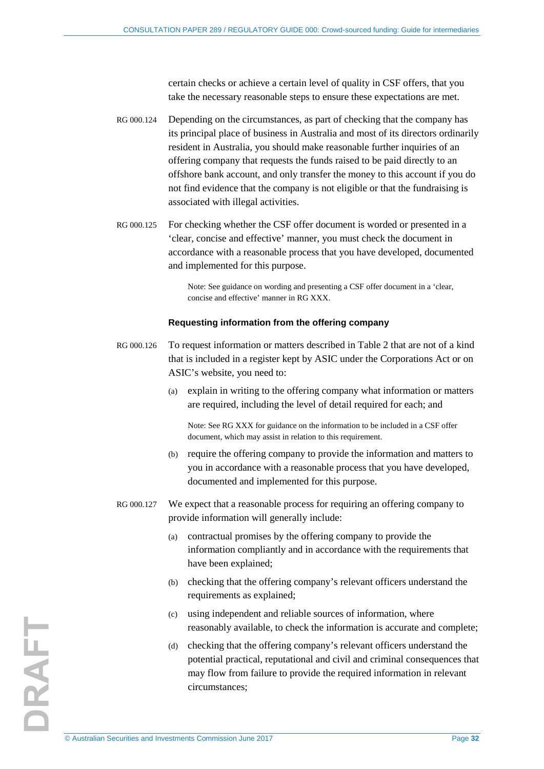certain checks or achieve a certain level of quality in CSF offers, that you take the necessary reasonable steps to ensure these expectations are met.

RG 000.124 Depending on the circumstances, as part of checking that the company has its principal place of business in Australia and most of its directors ordinarily resident in Australia, you should make reasonable further inquiries of an offering company that requests the funds raised to be paid directly to an offshore bank account, and only transfer the money to this account if you do not find evidence that the company is not eligible or that the fundraising is associated with illegal activities.

RG 000.125 For checking whether the CSF offer document is worded or presented in a 'clear, concise and effective' manner, you must check the document in accordance with a reasonable process that you have developed, documented and implemented for this purpose.

> Note: See guidance on wording and presenting a CSF offer document in a 'clear, concise and effective' manner in RG XXX.

### Requesting information from the offering company

RG 000.126 To request information or matters described in Table 2 that are not of a kind that is included in a register kept by ASIC under the Corporations Act or on ASIC's website, you need to:

(a) explain in writing to the offering company what information or matters are required, including the level of detail required for each; and

> Note: See RG XXX for guidance on the information to be included in a CSF offer document, which may assist in relation to this requirement.

(b) require the offering company to provide the information and matters to you in accordance with a reasonable process that you have developed, documented and implemented for this purpose.

RG 000.127 We expect that a reasonable process for requiring an offering company to provide information will generally include:

(a) contractual promises by the offering company to provide the information compliantly and in accordance with the requirements that have been explained;

(b) checking that the offering company's relevant officers understand the requirements as explained;

(c) using independent and reliable sources of information, where reasonably available, to check the information is accurate and complete;

(d) checking that the offering company's relevant officers understand the potential practical, reputational and civil and criminal consequences that may flow from failure to provide the required information in relevant circumstances;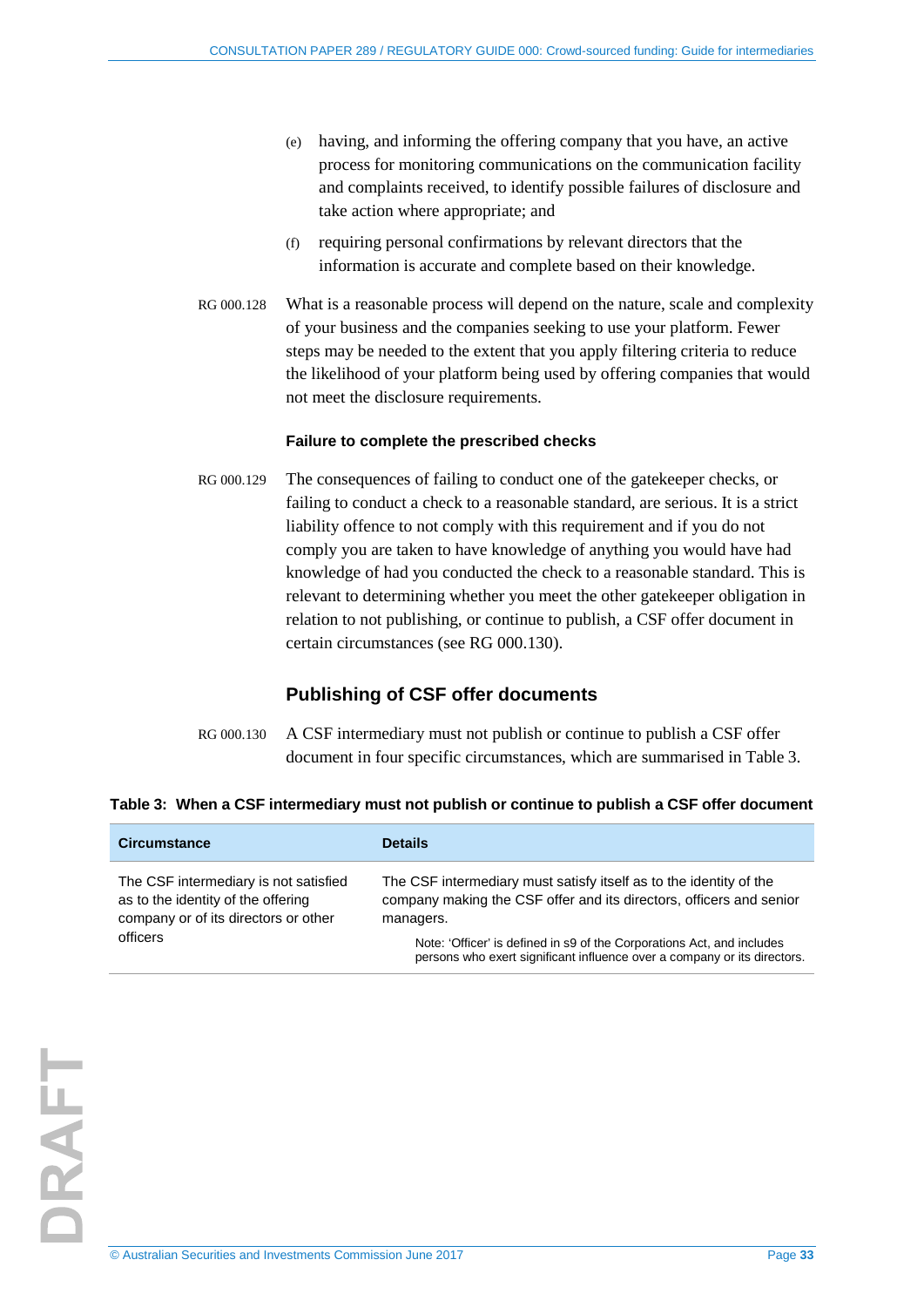(e) having, and informing the offering company that you have, an active process for monitoring communications on the communication facility and complaints received, to identify possible failures of disclosure and take action where appropriate; and

(f) requiring personal confirmations by relevant directors that the information is accurate and complete based on their knowledge.

RG 000.128 What is a reasonable process will depend on the nature, scale and complexity of your business and the companies seeking to use your platform. Fewer steps may be needed to the extent that you apply filtering criteria to reduce the likelihood of your platform being used by offering companies that would not meet the disclosure requirements.

#### Failure to complete the prescribed checks

RG 000.129 The consequences of failing to conduct one of the gatekeeper checks, or failing to conduct a check to a reasonable standard, are serious. It is a strict liability offence to not comply with this requirement and if you do not comply you are taken to have knowledge of anything you would have had knowledge of had you conducted the check to a reasonable standard. This is relevant to determining whether you meet the other gatekeeper obligation in relation to not publishing, or continue to publish, a CSF offer document in certain circumstances (see RG 000.130).

### Publishing of CSF offer documents

RG 000.130 A CSF intermediary must not publish or continue to publish a CSF offer document in four specific circumstances, which are summarised in Table 3.

**Table 3: When a CSF intermediary must not publish or continue to publish a CSF offer document**

| Circumstance | Details |
|---|---|
| The CSF intermediary is not satisfied as to the identity of the offering company or of its directors or other officers | The CSF intermediary must satisfy itself as to the identity of the company making the CSF offer and its directors, officers and senior managers.<br><br>Note: 'Officer' is defined in s9 of the Corporations Act, and includes persons who exert significant influence over a company or its directors. |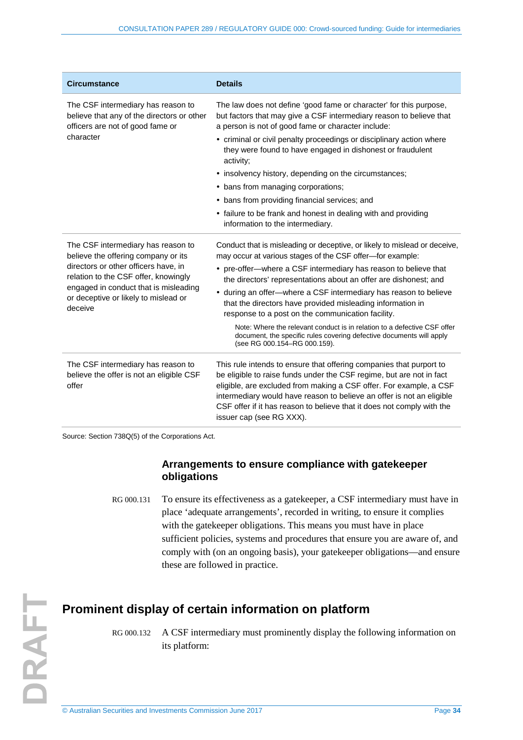| Circumstance | Details |
| --- | --- |
| The CSF intermediary has reason to believe that any of the directors or other officers are not of good fame or character | The law does not define 'good fame or character' for this purpose, but factors that may give a CSF intermediary reason to believe that a person is not of good fame or character include: <br>• criminal or civil penalty proceedings or disciplinary action where they were found to have engaged in dishonest or fraudulent activity; <br>• insolvency history, depending on the circumstances; <br>• bans from managing corporations; <br>• bans from providing financial services; and <br>• failure to be frank and honest in dealing with and providing information to the intermediary. |
| The CSF intermediary has reason to believe the offering company or its directors or other officers have, in relation to the CSF offer, knowingly engaged in conduct that is misleading or deceptive or likely to mislead or deceive | Conduct that is misleading or deceptive, or likely to mislead or deceive, may occur at various stages of the CSF offer—for example: <br>• pre-offer—where a CSF intermediary has reason to believe that the directors' representations about an offer are dishonest; and <br>• during an offer—where a CSF intermediary has reason to believe that the directors have provided misleading information in response to a post on the communication facility. <br>Note: Where the relevant conduct is in relation to a defective CSF offer document, the specific rules covering defective documents will apply (see RG 000.154–RG 000.159). |
| The CSF intermediary has reason to believe the offer is not an eligible CSF offer | This rule intends to ensure that offering companies that purport to be eligible to raise funds under the CSF regime, but are not in fact eligible, are excluded from making a CSF offer. For example, a CSF intermediary would have reason to believe an offer is not an eligible CSF offer if it has reason to believe that it does not comply with the issuer cap (see RG XXX). |

Source: Section 738Q(5) of the Corporations Act.

### Arrangements to ensure compliance with gatekeeper obligations

RG 000.131 To ensure its effectiveness as a gatekeeper, a CSF intermediary must have in place 'adequate arrangements', recorded in writing, to ensure it complies with the gatekeeper obligations. This means you must have in place sufficient policies, systems and procedures that ensure you are aware of, and comply with (on an ongoing basis), your gatekeeper obligations—and ensure these are followed in practice.

## Prominent display of certain information on platform

RG 000.132 A CSF intermediary must prominently display the following information on its platform: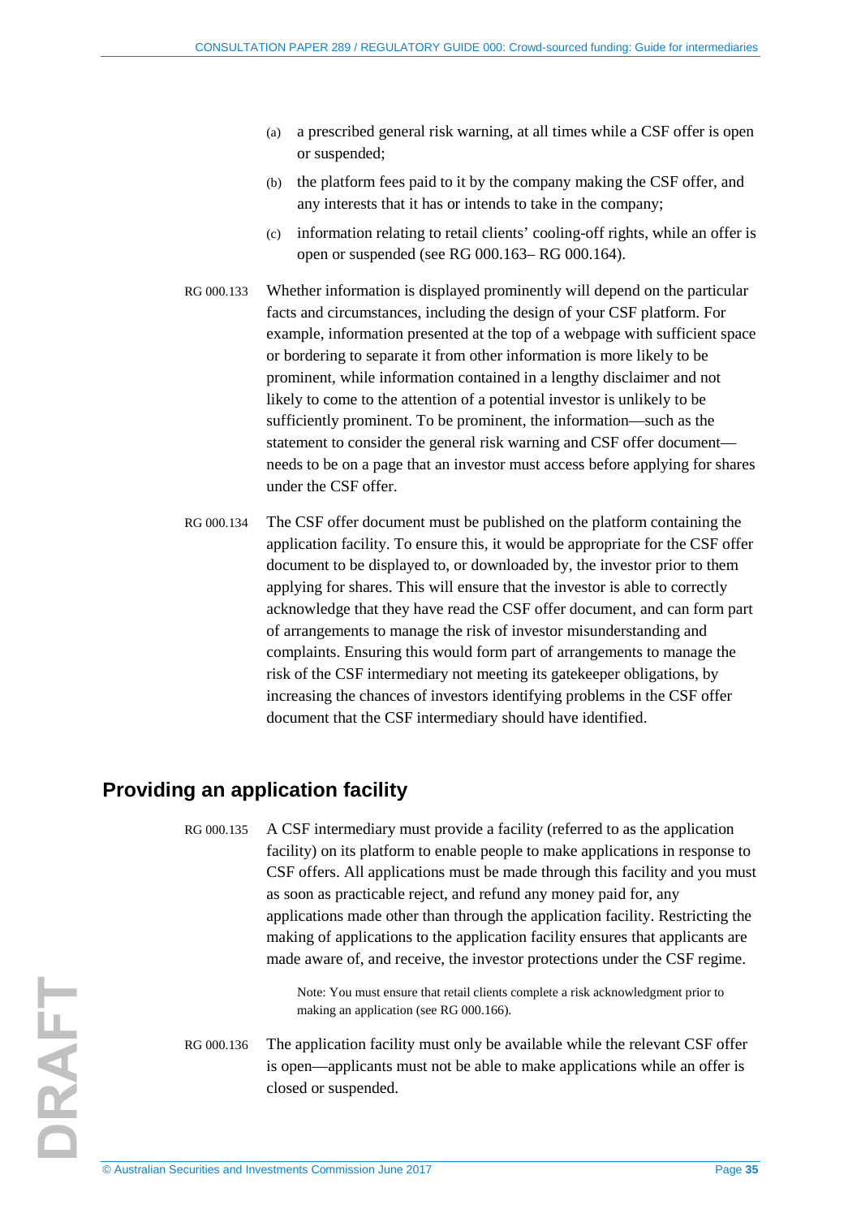(a) a prescribed general risk warning, at all times while a CSF offer is open or suspended;

(b) the platform fees paid to it by the company making the CSF offer, and any interests that it has or intends to take in the company;

(c) information relating to retail clients' cooling-off rights, while an offer is open or suspended (see RG 000.163– RG 000.164).

RG 000.133 Whether information is displayed prominently will depend on the particular facts and circumstances, including the design of your CSF platform. For example, information presented at the top of a webpage with sufficient space or bordering to separate it from other information is more likely to be prominent, while information contained in a lengthy disclaimer and not likely to come to the attention of a potential investor is unlikely to be sufficiently prominent. To be prominent, the information—such as the statement to consider the general risk warning and CSF offer document—needs to be on a page that an investor must access before applying for shares under the CSF offer.

RG 000.134 The CSF offer document must be published on the platform containing the application facility. To ensure this, it would be appropriate for the CSF offer document to be displayed to, or downloaded by, the investor prior to them applying for shares. This will ensure that the investor is able to correctly acknowledge that they have read the CSF offer document, and can form part of arrangements to manage the risk of investor misunderstanding and complaints. Ensuring this would form part of arrangements to manage the risk of the CSF intermediary not meeting its gatekeeper obligations, by increasing the chances of investors identifying problems in the CSF offer document that the CSF intermediary should have identified.

## Providing an application facility

RG 000.135 A CSF intermediary must provide a facility (referred to as the application facility) on its platform to enable people to make applications in response to CSF offers. All applications must be made through this facility and you must as soon as practicable reject, and refund any money paid for, any applications made other than through the application facility. Restricting the making of applications to the application facility ensures that applicants are made aware of, and receive, the investor protections under the CSF regime.

> Note: You must ensure that retail clients complete a risk acknowledgment prior to making an application (see RG 000.166).

RG 000.136 The application facility must only be available while the relevant CSF offer is open—applicants must not be able to make applications while an offer is closed or suspended.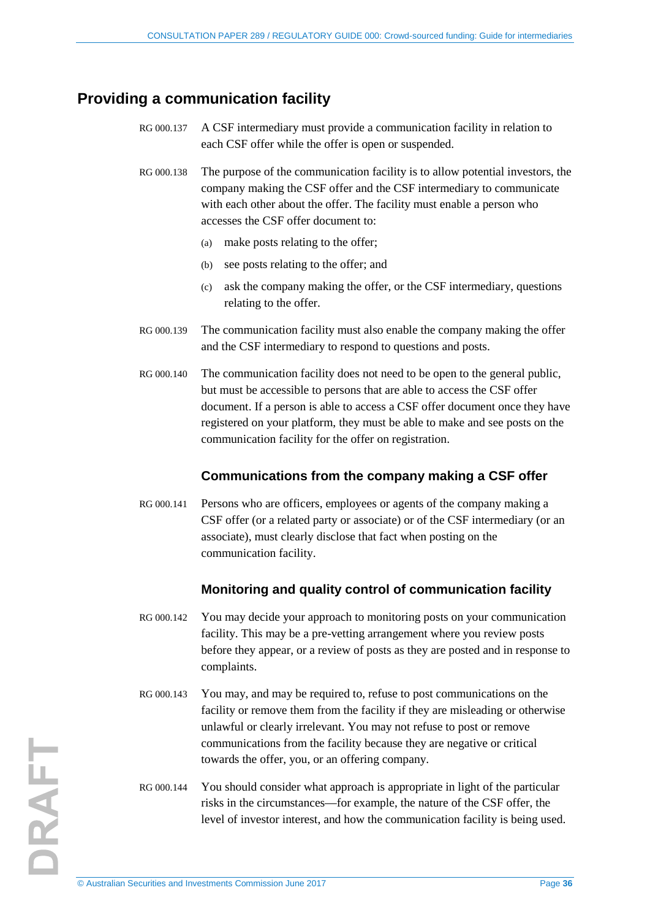## Providing a communication facility

RG 000.137 A CSF intermediary must provide a communication facility in relation to each CSF offer while the offer is open or suspended.

RG 000.138 The purpose of the communication facility is to allow potential investors, the company making the CSF offer and the CSF intermediary to communicate with each other about the offer. The facility must enable a person who accesses the CSF offer document to:

(a) make posts relating to the offer;

(b) see posts relating to the offer; and

(c) ask the company making the offer, or the CSF intermediary, questions relating to the offer.

RG 000.139 The communication facility must also enable the company making the offer and the CSF intermediary to respond to questions and posts.

RG 000.140 The communication facility does not need to be open to the general public, but must be accessible to persons that are able to access the CSF offer document. If a person is able to access a CSF offer document once they have registered on your platform, they must be able to make and see posts on the communication facility for the offer on registration.

### Communications from the company making a CSF offer

RG 000.141 Persons who are officers, employees or agents of the company making a CSF offer (or a related party or associate) or of the CSF intermediary (or an associate), must clearly disclose that fact when posting on the communication facility.

### Monitoring and quality control of communication facility

RG 000.142 You may decide your approach to monitoring posts on your communication facility. This may be a pre-vetting arrangement where you review posts before they appear, or a review of posts as they are posted and in response to complaints.

RG 000.143 You may, and may be required to, refuse to post communications on the facility or remove them from the facility if they are misleading or otherwise unlawful or clearly irrelevant. You may not refuse to post or remove communications from the facility because they are negative or critical towards the offer, you, or an offering company.

RG 000.144 You should consider what approach is appropriate in light of the particular risks in the circumstances—for example, the nature of the CSF offer, the level of investor interest, and how the communication facility is being used.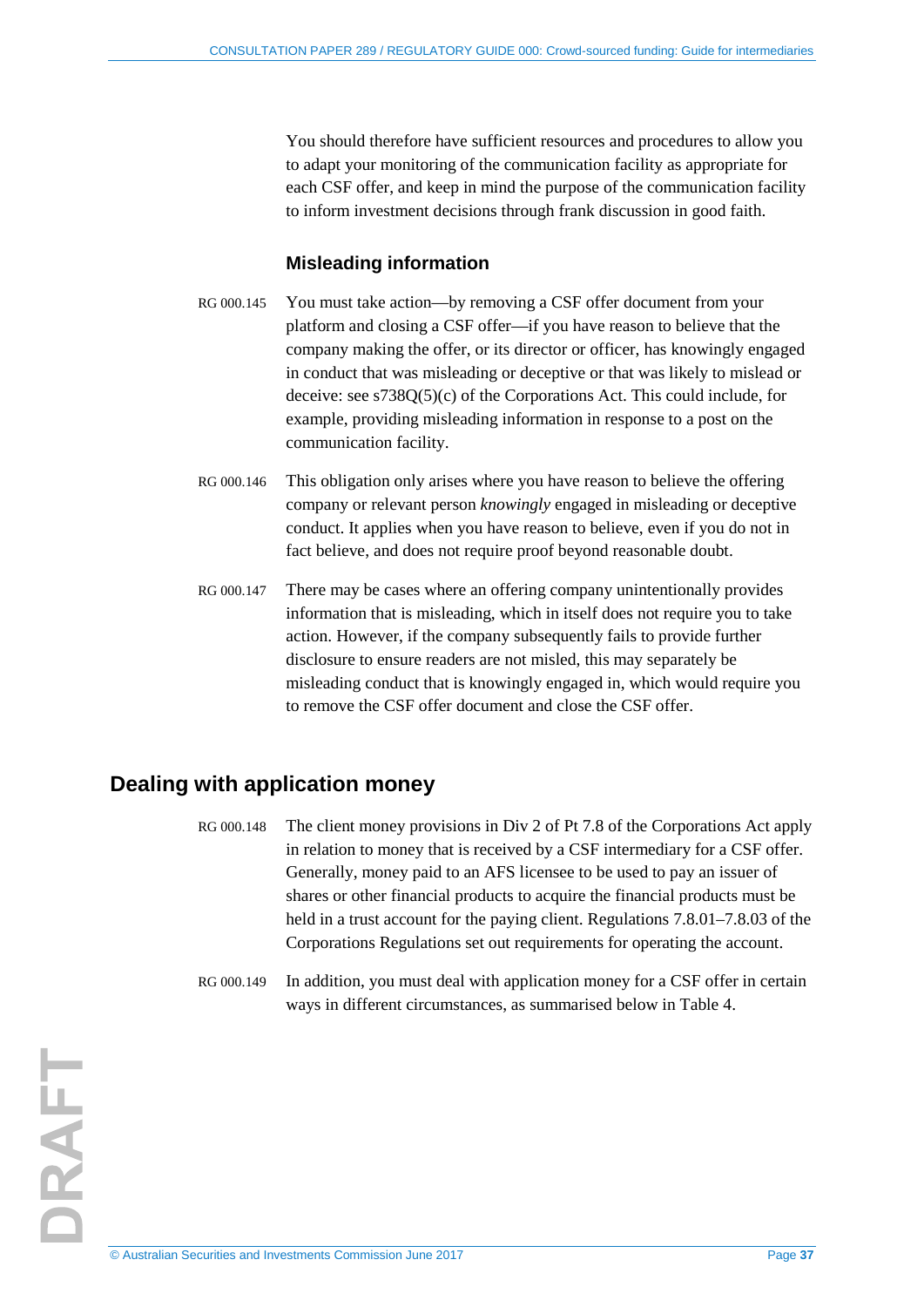You should therefore have sufficient resources and procedures to allow you to adapt your monitoring of the communication facility as appropriate for each CSF offer, and keep in mind the purpose of the communication facility to inform investment decisions through frank discussion in good faith.

### Misleading information

RG 000.145 You must take action—by removing a CSF offer document from your platform and closing a CSF offer—if you have reason to believe that the company making the offer, or its director or officer, has knowingly engaged in conduct that was misleading or deceptive or that was likely to mislead or deceive: see s738Q(5)(c) of the Corporations Act. This could include, for example, providing misleading information in response to a post on the communication facility.

RG 000.146 This obligation only arises where you have reason to believe the offering company or relevant person *knowingly* engaged in misleading or deceptive conduct. It applies when you have reason to believe, even if you do not in fact believe, and does not require proof beyond reasonable doubt.

RG 000.147 There may be cases where an offering company unintentionally provides information that is misleading, which in itself does not require you to take action. However, if the company subsequently fails to provide further disclosure to ensure readers are not misled, this may separately be misleading conduct that is knowingly engaged in, which would require you to remove the CSF offer document and close the CSF offer.

## Dealing with application money

RG 000.148 The client money provisions in Div 2 of Pt 7.8 of the Corporations Act apply in relation to money that is received by a CSF intermediary for a CSF offer. Generally, money paid to an AFS licensee to be used to pay an issuer of shares or other financial products to acquire the financial products must be held in a trust account for the paying client. Regulations 7.8.01–7.8.03 of the Corporations Regulations set out requirements for operating the account.

RG 000.149 In addition, you must deal with application money for a CSF offer in certain ways in different circumstances, as summarised below in Table 4.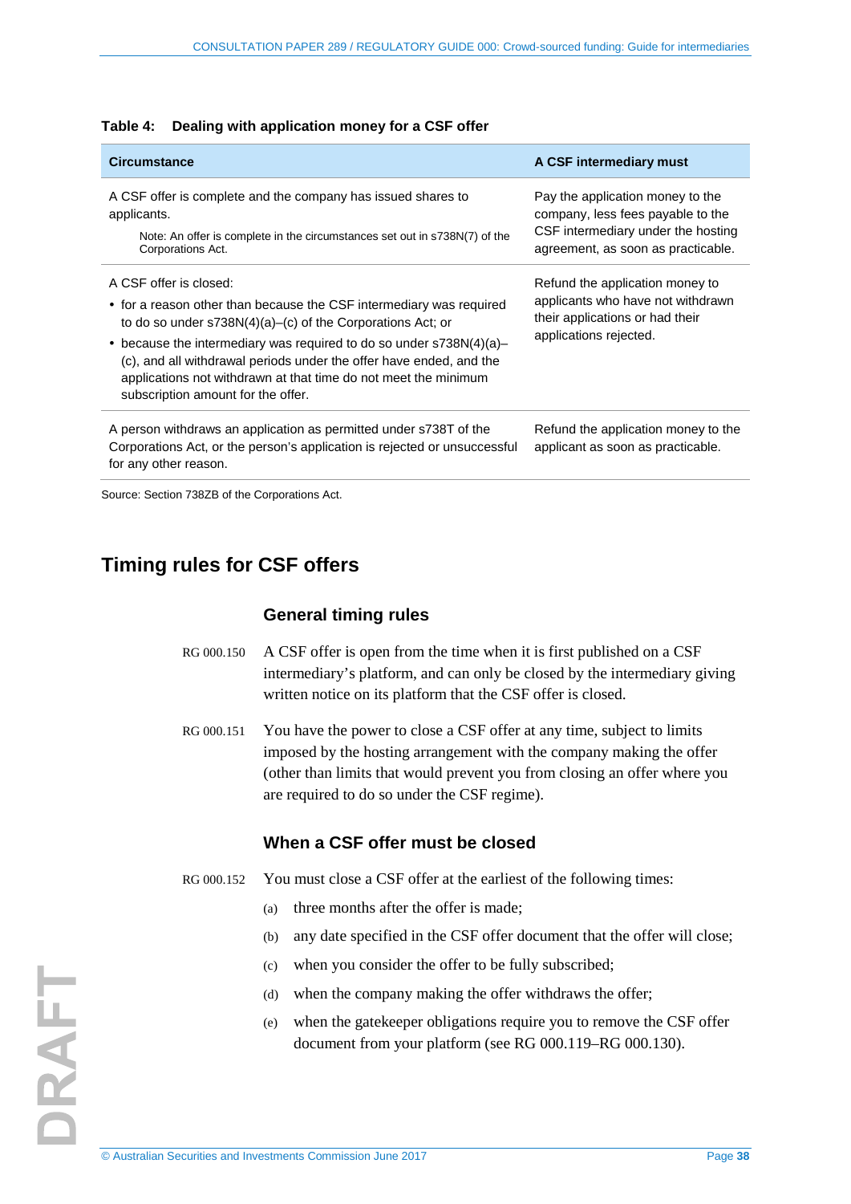**Table 4: Dealing with application money for a CSF offer**

| Circumstance | A CSF intermediary must |
|---|---|
| A CSF offer is complete and the company has issued shares to applicants.<br><br>Note: An offer is complete in the circumstances set out in s738N(7) of the Corporations Act. | Pay the application money to the company, less fees payable to the CSF intermediary under the hosting agreement, as soon as practicable. |
| A CSF offer is closed:<br>• for a reason other than because the CSF intermediary was required to do so under s738N(4)(a)–(c) of the Corporations Act; or<br>• because the intermediary was required to do so under s738N(4)(a)–(c), and all withdrawal periods under the offer have ended, and the applications not withdrawn at that time do not meet the minimum subscription amount for the offer. | Refund the application money to applicants who have not withdrawn their applications or had their applications rejected. |
| A person withdraws an application as permitted under s738T of the Corporations Act, or the person's application is rejected or unsuccessful for any other reason. | Refund the application money to the applicant as soon as practicable. |

Source: Section 738ZB of the Corporations Act.

## Timing rules for CSF offers

### General timing rules

RG 000.150 A CSF offer is open from the time when it is first published on a CSF intermediary's platform, and can only be closed by the intermediary giving written notice on its platform that the CSF offer is closed.

RG 000.151 You have the power to close a CSF offer at any time, subject to limits imposed by the hosting arrangement with the company making the offer (other than limits that would prevent you from closing an offer where you are required to do so under the CSF regime).

### When a CSF offer must be closed

RG 000.152 You must close a CSF offer at the earliest of the following times:

(a) three months after the offer is made;

(b) any date specified in the CSF offer document that the offer will close;

(c) when you consider the offer to be fully subscribed;

(d) when the company making the offer withdraws the offer;

(e) when the gatekeeper obligations require you to remove the CSF offer document from your platform (see RG 000.119–RG 000.130).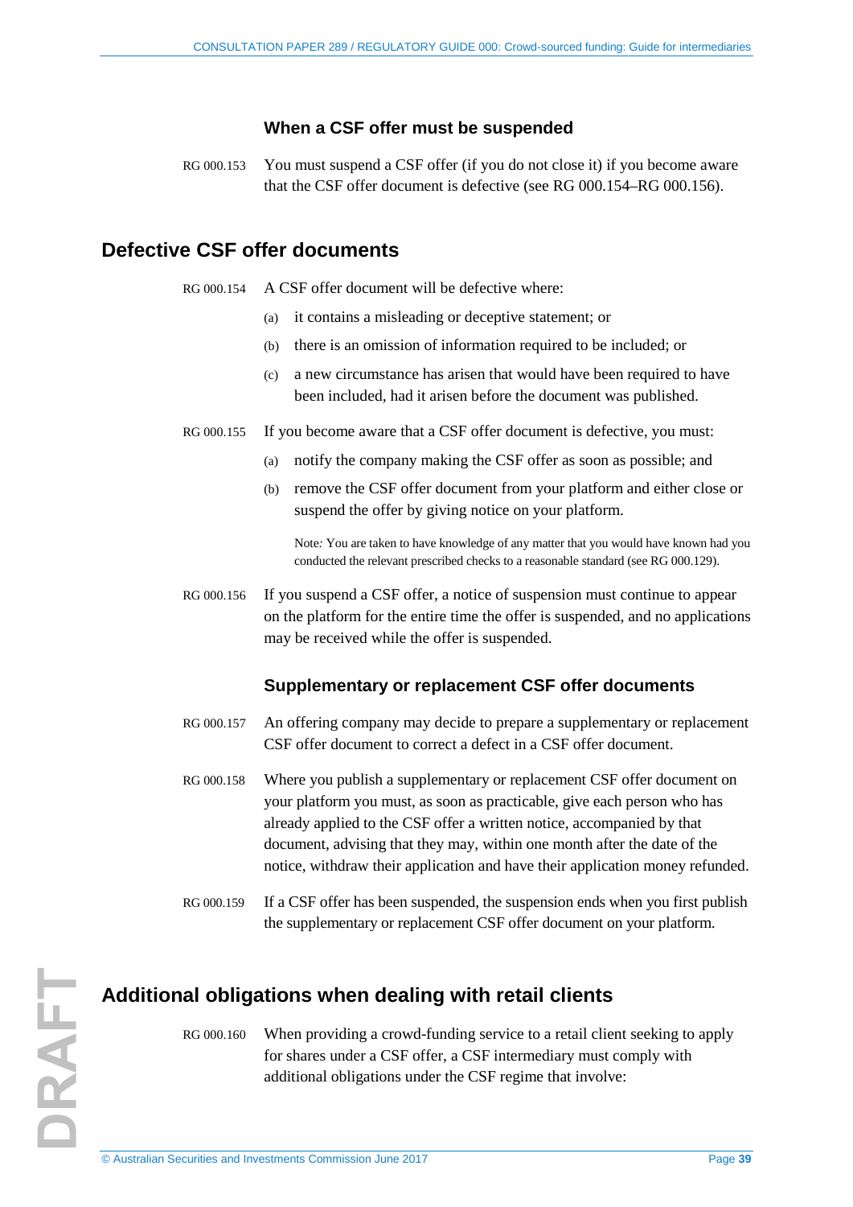### When a CSF offer must be suspended

RG 000.153 You must suspend a CSF offer (if you do not close it) if you become aware that the CSF offer document is defective (see RG 000.154–RG 000.156).

## Defective CSF offer documents

RG 000.154 A CSF offer document will be defective where:

(a) it contains a misleading or deceptive statement; or

(b) there is an omission of information required to be included; or

(c) a new circumstance has arisen that would have been required to have been included, had it arisen before the document was published.

RG 000.155 If you become aware that a CSF offer document is defective, you must:

(a) notify the company making the CSF offer as soon as possible; and

(b) remove the CSF offer document from your platform and either close or suspend the offer by giving notice on your platform.

Note*:* You are taken to have knowledge of any matter that you would have known had you conducted the relevant prescribed checks to a reasonable standard (see RG 000.129).

RG 000.156 If you suspend a CSF offer, a notice of suspension must continue to appear on the platform for the entire time the offer is suspended, and no applications may be received while the offer is suspended.

### Supplementary or replacement CSF offer documents

RG 000.157 An offering company may decide to prepare a supplementary or replacement CSF offer document to correct a defect in a CSF offer document.

RG 000.158 Where you publish a supplementary or replacement CSF offer document on your platform you must, as soon as practicable, give each person who has already applied to the CSF offer a written notice, accompanied by that document, advising that they may, within one month after the date of the notice, withdraw their application and have their application money refunded.

RG 000.159 If a CSF offer has been suspended, the suspension ends when you first publish the supplementary or replacement CSF offer document on your platform.

## Additional obligations when dealing with retail clients

RG 000.160 When providing a crowd-funding service to a retail client seeking to apply for shares under a CSF offer, a CSF intermediary must comply with additional obligations under the CSF regime that involve: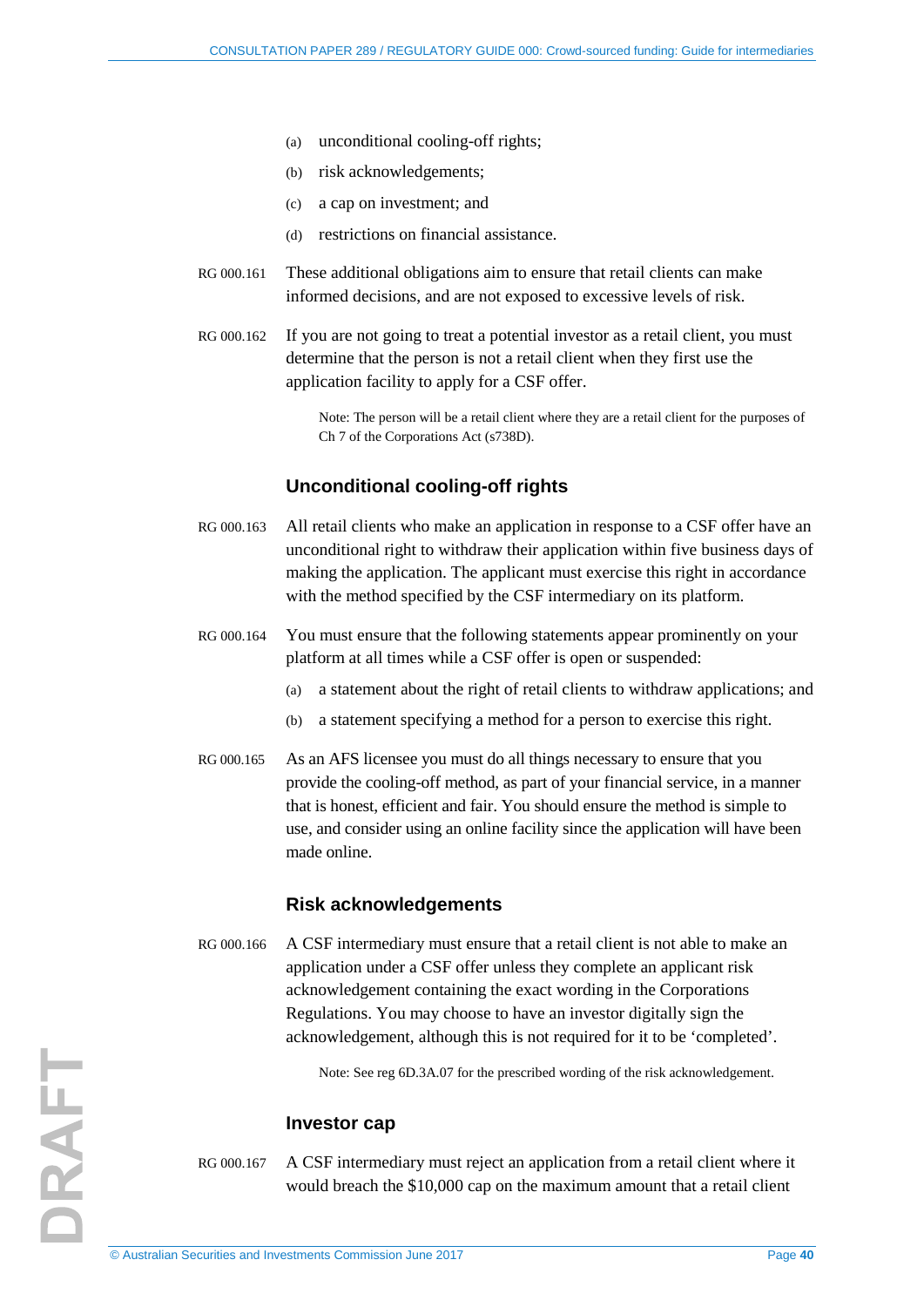(a) unconditional cooling-off rights;

(b) risk acknowledgements;

(c) a cap on investment; and

(d) restrictions on financial assistance.

RG 000.161 These additional obligations aim to ensure that retail clients can make informed decisions, and are not exposed to excessive levels of risk.

RG 000.162 If you are not going to treat a potential investor as a retail client, you must determine that the person is not a retail client when they first use the application facility to apply for a CSF offer.

> Note: The person will be a retail client where they are a retail client for the purposes of Ch 7 of the Corporations Act (s738D).

### Unconditional cooling-off rights

RG 000.163 All retail clients who make an application in response to a CSF offer have an unconditional right to withdraw their application within five business days of making the application. The applicant must exercise this right in accordance with the method specified by the CSF intermediary on its platform.

RG 000.164 You must ensure that the following statements appear prominently on your platform at all times while a CSF offer is open or suspended:

(a) a statement about the right of retail clients to withdraw applications; and

(b) a statement specifying a method for a person to exercise this right.

RG 000.165 As an AFS licensee you must do all things necessary to ensure that you provide the cooling-off method, as part of your financial service, in a manner that is honest, efficient and fair. You should ensure the method is simple to use, and consider using an online facility since the application will have been made online.

### Risk acknowledgements

RG 000.166 A CSF intermediary must ensure that a retail client is not able to make an application under a CSF offer unless they complete an applicant risk acknowledgement containing the exact wording in the Corporations Regulations. You may choose to have an investor digitally sign the acknowledgement, although this is not required for it to be 'completed'.

> Note: See reg 6D.3A.07 for the prescribed wording of the risk acknowledgement.

### Investor cap

RG 000.167 A CSF intermediary must reject an application from a retail client where it would breach the $10,000 cap on the maximum amount that a retail client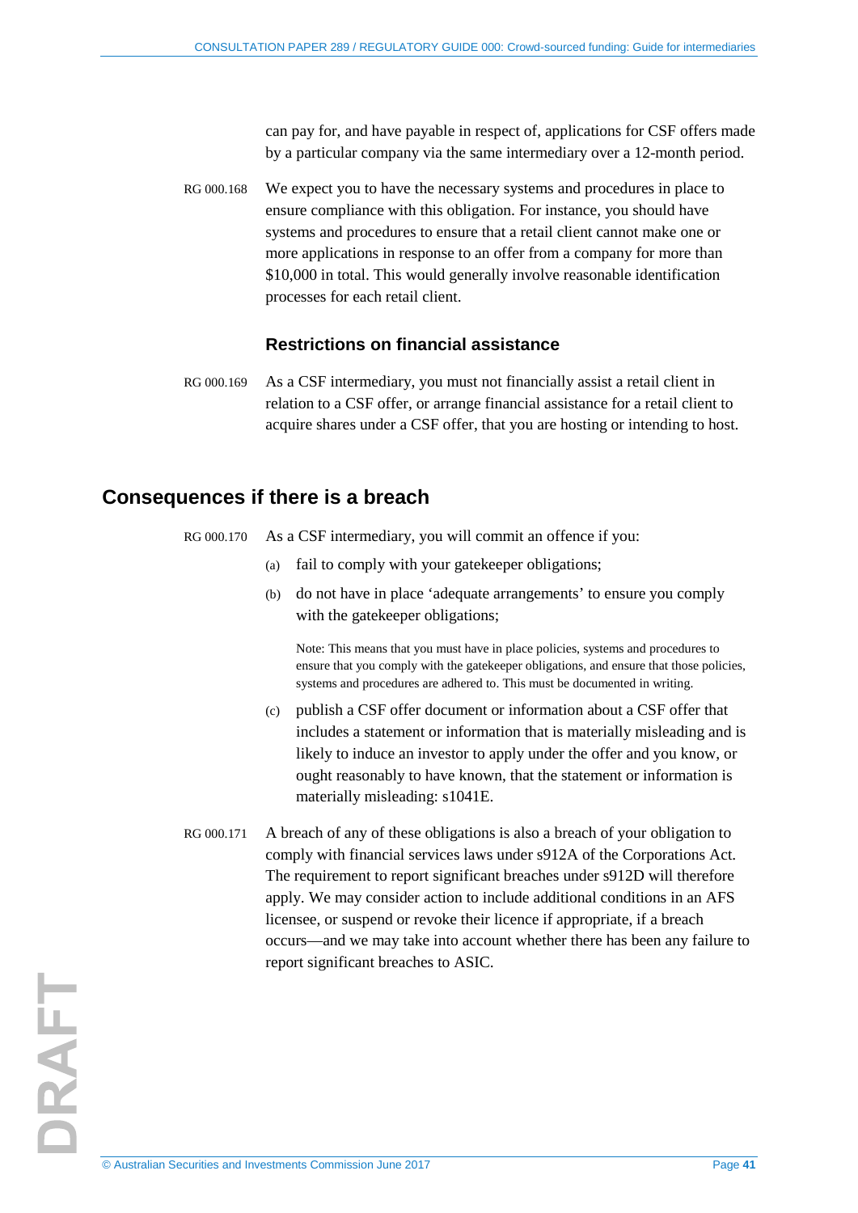can pay for, and have payable in respect of, applications for CSF offers made by a particular company via the same intermediary over a 12-month period.

RG 000.168 We expect you to have the necessary systems and procedures in place to ensure compliance with this obligation. For instance, you should have systems and procedures to ensure that a retail client cannot make one or more applications in response to an offer from a company for more than $10,000 in total. This would generally involve reasonable identification processes for each retail client.

### Restrictions on financial assistance

RG 000.169 As a CSF intermediary, you must not financially assist a retail client in relation to a CSF offer, or arrange financial assistance for a retail client to acquire shares under a CSF offer, that you are hosting or intending to host.

## Consequences if there is a breach

RG 000.170 As a CSF intermediary, you will commit an offence if you:

(a) fail to comply with your gatekeeper obligations;

(b) do not have in place 'adequate arrangements' to ensure you comply with the gatekeeper obligations;

Note: This means that you must have in place policies, systems and procedures to ensure that you comply with the gatekeeper obligations, and ensure that those policies, systems and procedures are adhered to. This must be documented in writing.

(c) publish a CSF offer document or information about a CSF offer that includes a statement or information that is materially misleading and is likely to induce an investor to apply under the offer and you know, or ought reasonably to have known, that the statement or information is materially misleading: s1041E.

RG 000.171 A breach of any of these obligations is also a breach of your obligation to comply with financial services laws under s912A of the Corporations Act. The requirement to report significant breaches under s912D will therefore apply. We may consider action to include additional conditions in an AFS licensee, or suspend or revoke their licence if appropriate, if a breach occurs—and we may take into account whether there has been any failure to report significant breaches to ASIC.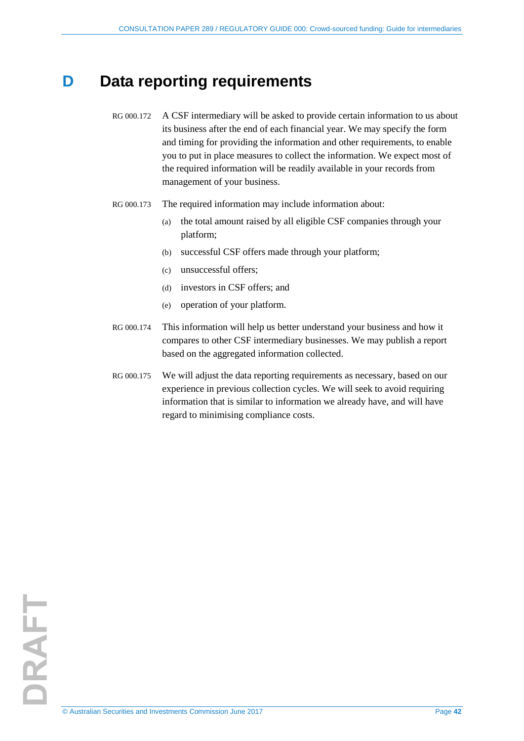# D Data reporting requirements

RG 000.172 A CSF intermediary will be asked to provide certain information to us about its business after the end of each financial year. We may specify the form and timing for providing the information and other requirements, to enable you to put in place measures to collect the information. We expect most of the required information will be readily available in your records from management of your business.

RG 000.173 The required information may include information about:

(a) the total amount raised by all eligible CSF companies through your platform;

(b) successful CSF offers made through your platform;

(c) unsuccessful offers;

(d) investors in CSF offers; and

(e) operation of your platform.

RG 000.174 This information will help us better understand your business and how it compares to other CSF intermediary businesses. We may publish a report based on the aggregated information collected.

RG 000.175 We will adjust the data reporting requirements as necessary, based on our experience in previous collection cycles. We will seek to avoid requiring information that is similar to information we already have, and will have regard to minimising compliance costs.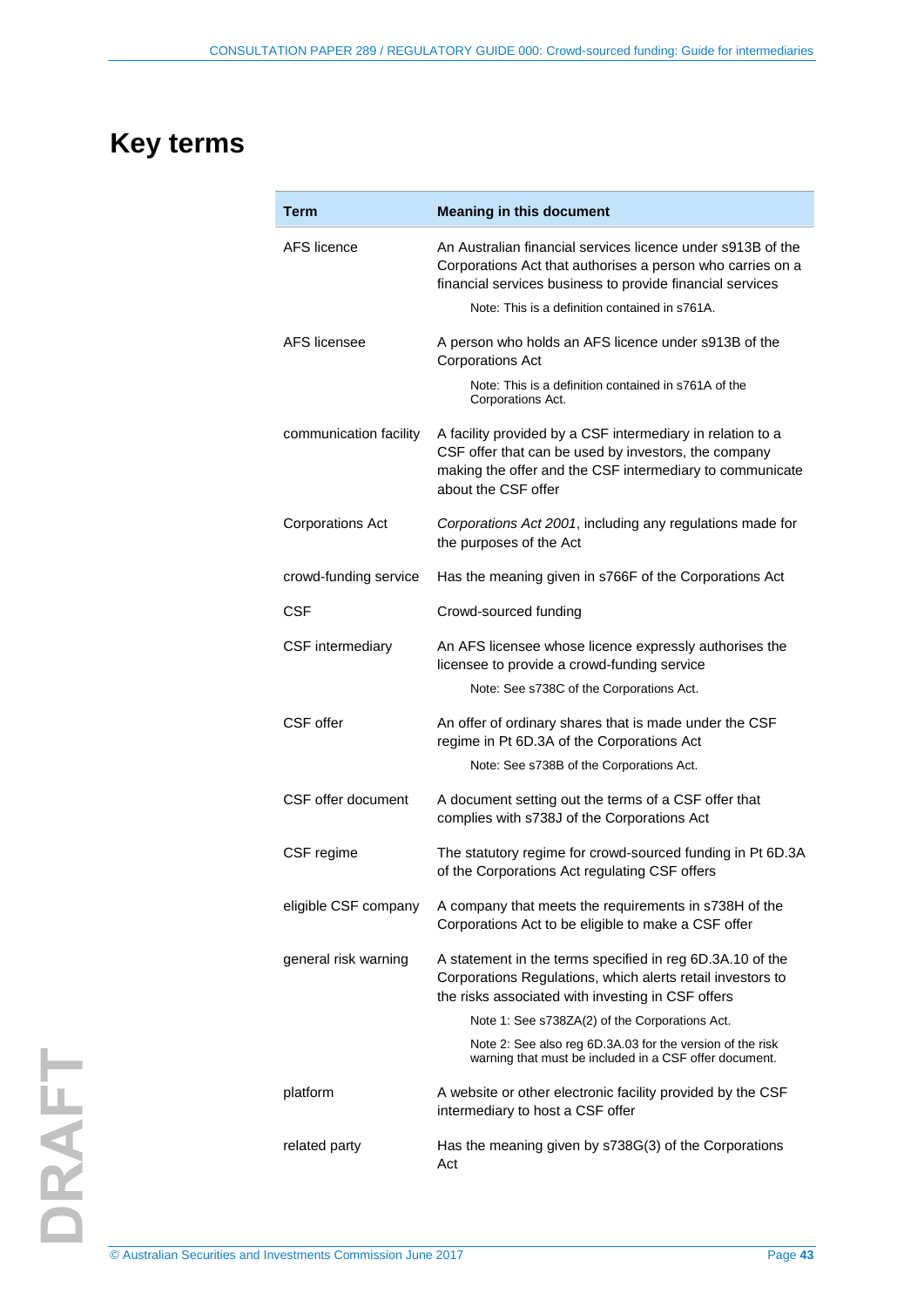# Key terms

| Term | Meaning in this document |
|---|---|
| AFS licence | An Australian financial services licence under s913B of the Corporations Act that authorises a person who carries on a financial services business to provide financial services<br><br>Note: This is a definition contained in s761A. |
| AFS licensee | A person who holds an AFS licence under s913B of the Corporations Act<br><br>Note: This is a definition contained in s761A of the Corporations Act. |
| communication facility | A facility provided by a CSF intermediary in relation to a CSF offer that can be used by investors, the company making the offer and the CSF intermediary to communicate about the CSF offer |
| Corporations Act | *Corporations Act 2001*, including any regulations made for the purposes of the Act |
| crowd-funding service | Has the meaning given in s766F of the Corporations Act |
| CSF | Crowd-sourced funding |
| CSF intermediary | An AFS licensee whose licence expressly authorises the licensee to provide a crowd-funding service<br><br>Note: See s738C of the Corporations Act. |
| CSF offer | An offer of ordinary shares that is made under the CSF regime in Pt 6D.3A of the Corporations Act<br><br>Note: See s738B of the Corporations Act. |
| CSF offer document | A document setting out the terms of a CSF offer that complies with s738J of the Corporations Act |
| CSF regime | The statutory regime for crowd-sourced funding in Pt 6D.3A of the Corporations Act regulating CSF offers |
| eligible CSF company | A company that meets the requirements in s738H of the Corporations Act to be eligible to make a CSF offer |
| general risk warning | A statement in the terms specified in reg 6D.3A.10 of the Corporations Regulations, which alerts retail investors to the risks associated with investing in CSF offers<br><br>Note 1: See s738ZA(2) of the Corporations Act.<br><br>Note 2: See also reg 6D.3A.03 for the version of the risk warning that must be included in a CSF offer document. |
| platform | A website or other electronic facility provided by the CSF intermediary to host a CSF offer |
| related party | Has the meaning given by s738G(3) of the Corporations Act |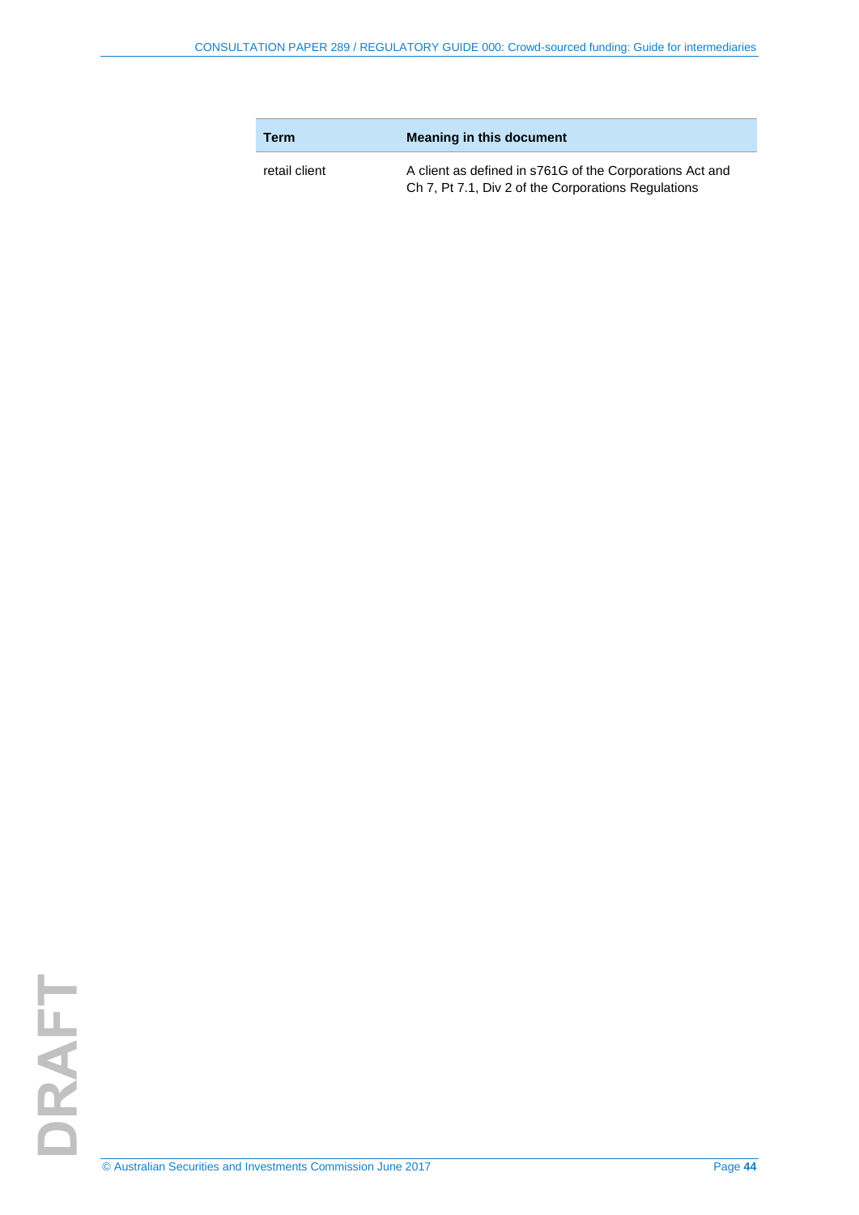| Term | Meaning in this document |
|---|---|
| retail client | A client as defined in s761G of the Corporations Act and Ch 7, Pt 7.1, Div 2 of the Corporations Regulations |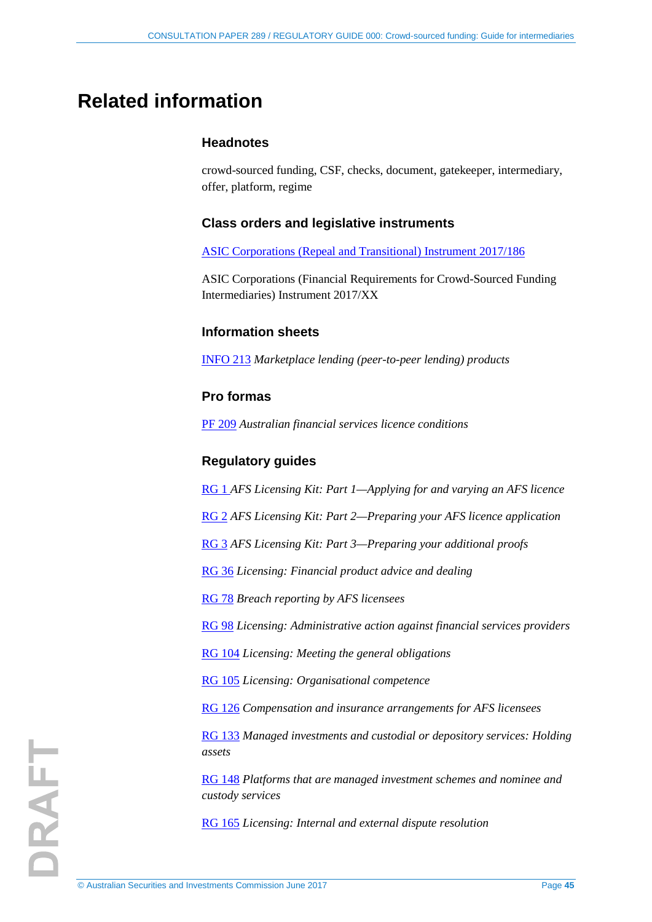# Related information

### Headnotes

crowd-sourced funding, CSF, checks, document, gatekeeper, intermediary, offer, platform, regime

### Class orders and legislative instruments

ASIC Corporations (Repeal and Transitional) Instrument 2017/186

ASIC Corporations (Financial Requirements for Crowd-Sourced Funding Intermediaries) Instrument 2017/XX

### Information sheets

INFO 213 *Marketplace lending (peer-to-peer lending) products*

### Pro formas

PF 209 *Australian financial services licence conditions*

### Regulatory guides

RG 1 *AFS Licensing Kit: Part 1—Applying for and varying an AFS licence*

RG 2 *AFS Licensing Kit: Part 2—Preparing your AFS licence application*

RG 3 *AFS Licensing Kit: Part 3—Preparing your additional proofs*

RG 36 *Licensing: Financial product advice and dealing*

RG 78 *Breach reporting by AFS licensees*

RG 98 *Licensing: Administrative action against financial services providers*

RG 104 *Licensing: Meeting the general obligations*

RG 105 *Licensing: Organisational competence*

RG 126 *Compensation and insurance arrangements for AFS licensees*

RG 133 *Managed investments and custodial or depository services: Holding assets*

RG 148 *Platforms that are managed investment schemes and nominee and custody services*

RG 165 *Licensing: Internal and external dispute resolution*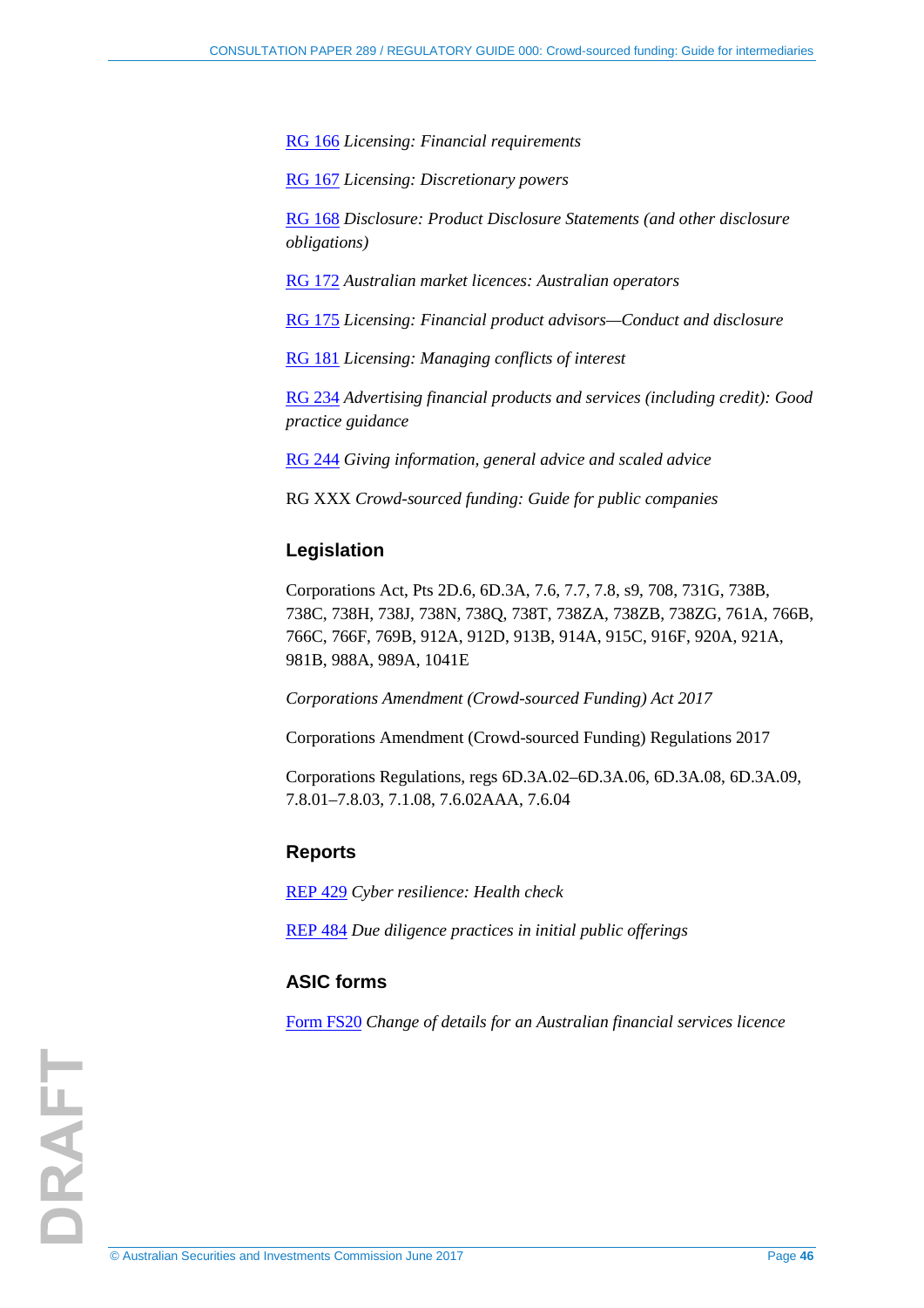RG 166 *Licensing: Financial requirements*

RG 167 *Licensing: Discretionary powers*

RG 168 *Disclosure: Product Disclosure Statements (and other disclosure obligations)*

RG 172 *Australian market licences: Australian operators*

RG 175 *Licensing: Financial product advisors—Conduct and disclosure*

RG 181 *Licensing: Managing conflicts of interest*

RG 234 *Advertising financial products and services (including credit): Good practice guidance*

RG 244 *Giving information, general advice and scaled advice*

RG XXX *Crowd-sourced funding: Guide for public companies*

## Legislation

Corporations Act, Pts 2D.6, 6D.3A, 7.6, 7.7, 7.8, s9, 708, 731G, 738B, 738C, 738H, 738J, 738N, 738Q, 738T, 738ZA, 738ZB, 738ZG, 761A, 766B, 766C, 766F, 769B, 912A, 912D, 913B, 914A, 915C, 916F, 920A, 921A, 981B, 988A, 989A, 1041E

*Corporations Amendment (Crowd-sourced Funding) Act 2017*

Corporations Amendment (Crowd-sourced Funding) Regulations 2017

Corporations Regulations, regs 6D.3A.02–6D.3A.06, 6D.3A.08, 6D.3A.09, 7.8.01–7.8.03, 7.1.08, 7.6.02AAA, 7.6.04

## Reports

REP 429 *Cyber resilience: Health check*

REP 484 *Due diligence practices in initial public offerings*

## ASIC forms

Form FS20 *Change of details for an Australian financial services licence*